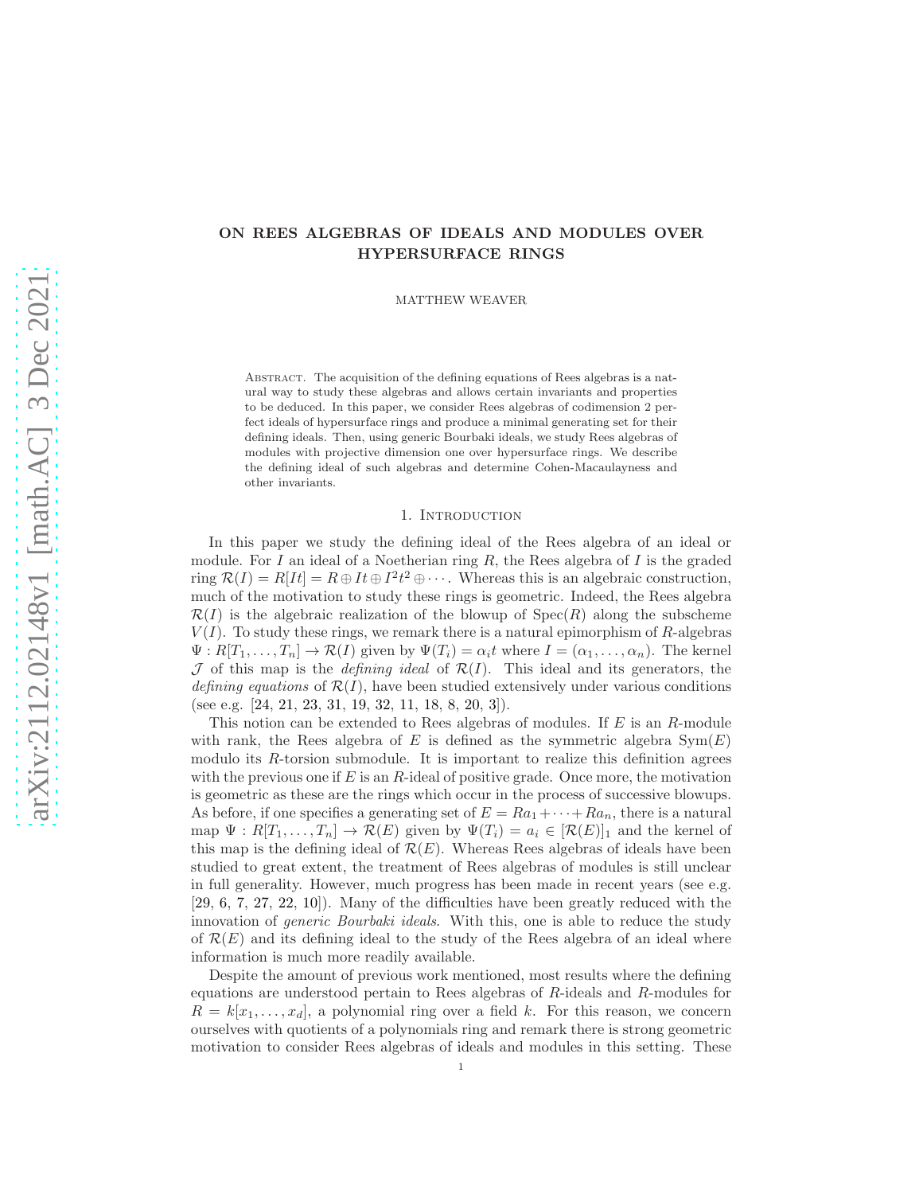# ON REES ALGEBRAS OF IDEALS AND MODULES OVER HYPERSURFACE RINGS

MATTHEW WEAVER

Abstract. The acquisition of the defining equations of Rees algebras is a natural way to study these algebras and allows certain invariants and properties to be deduced. In this paper, we consider Rees algebras of codimension 2 perfect ideals of hypersurface rings and produce a minimal generating set for their defining ideals. Then, using generic Bourbaki ideals, we study Rees algebras of modules with projective dimension one over hypersurface rings. We describe the defining ideal of such algebras and determine Cohen-Macaulayness and other invariants.

## 1. Introduction

In this paper we study the defining ideal of the Rees algebra of an ideal or module. For $I$ an ideal of a Noetherian ring $R$, the Rees algebra of $I$ is the graded ring $\mathcal{R}(I) = R[It] = R \oplus It \oplus I^2t^2 \oplus \cdots$. Whereas this is an algebraic construction, much of the motivation to study these rings is geometric. Indeed, the Rees algebra $\mathcal{R}(I)$ is the algebraic realization of the blowup of $\text{Spec}(R)$ along the subscheme $V(I)$. To study these rings, we remark there is a natural epimorphism of $R$-algebras $\Psi : R[T_1, \ldots, T_n] \to \mathcal{R}(I)$ given by $\Psi(T_i) = \alpha_i t$ where $I = (\alpha_1, \ldots, \alpha_n)$. The kernel $\mathcal{J}$ of this map is the *defining ideal* of $\mathcal{R}(I)$. This ideal and its generators, the *defining equations* of $\mathcal{R}(I)$, have been studied extensively under various conditions (see e.g. [24, 21, 23, 31, 19, 32, 11, 18, 8, 20, 3]).

This notion can be extended to Rees algebras of modules. If $E$ is an $R$-module with rank, the Rees algebra of $E$ is defined as the symmetric algebra $\text{Sym}(E)$ modulo its $R$-torsion submodule. It is important to realize this definition agrees with the previous one if $E$ is an $R$-ideal of positive grade. Once more, the motivation is geometric as these are the rings which occur in the process of successive blowups. As before, if one specifies a generating set of $E = Ra_1 + \cdots + Ra_n$, there is a natural map $\Psi : R[T_1, \ldots, T_n] \to \mathcal{R}(E)$ given by $\Psi(T_i) = a_i \in [\mathcal{R}(E)]_1$ and the kernel of this map is the defining ideal of $\mathcal{R}(E)$. Whereas Rees algebras of ideals have been studied to great extent, the treatment of Rees algebras of modules is still unclear in full generality. However, much progress has been made in recent years (see e.g. [29, 6, 7, 27, 22, 10]). Many of the difficulties have been greatly reduced with the innovation of *generic Bourbaki ideals*. With this, one is able to reduce the study of $\mathcal{R}(E)$ and its defining ideal to the study of the Rees algebra of an ideal where information is much more readily available.

Despite the amount of previous work mentioned, most results where the defining equations are understood pertain to Rees algebras of $R$-ideals and $R$-modules for $R = k[x_1, \ldots, x_d]$, a polynomial ring over a field $k$. For this reason, we concern ourselves with quotients of a polynomials ring and remark there is strong geometric motivation to consider Rees algebras of ideals and modules in this setting. These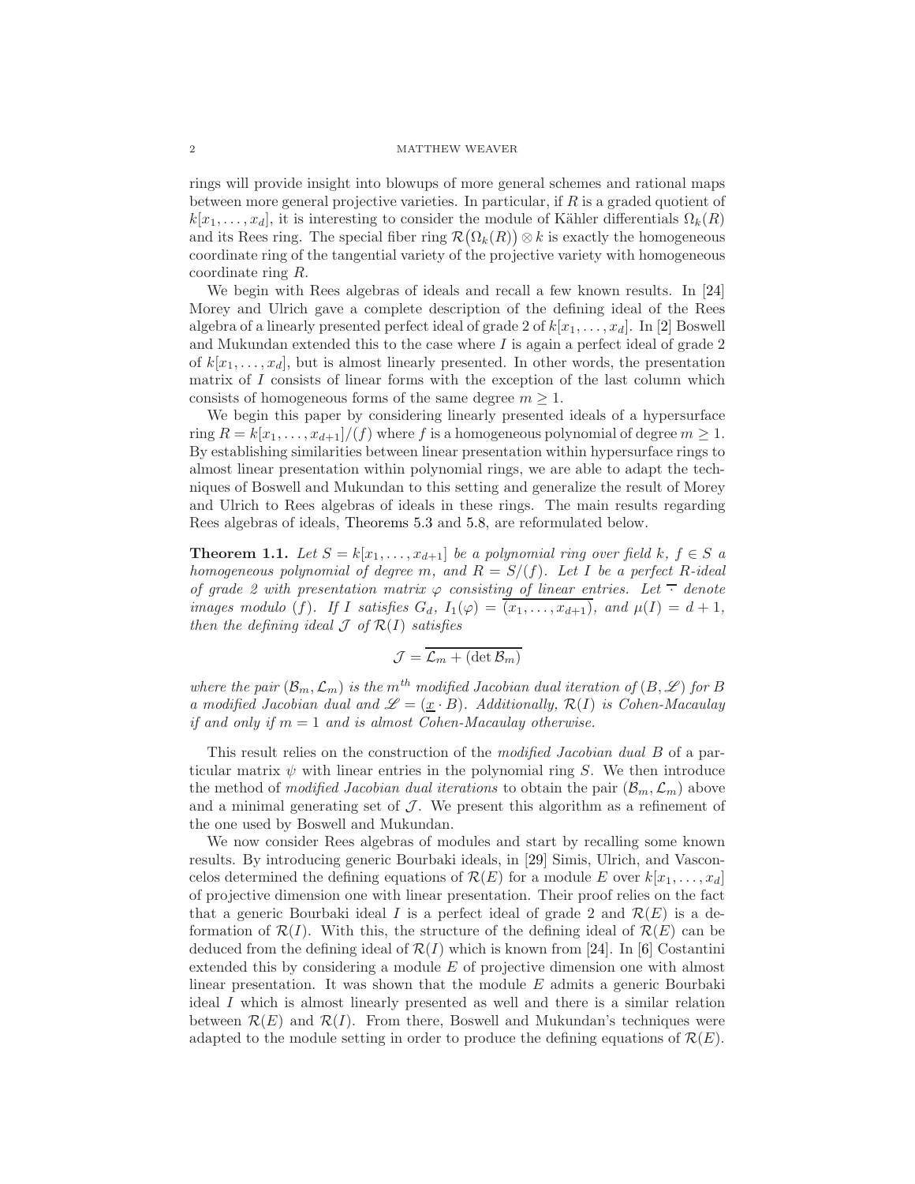rings will provide insight into blowups of more general schemes and rational maps between more general projective varieties. In particular, if $R$ is a graded quotient of $k[x_1, \ldots, x_d]$, it is interesting to consider the module of Kähler differentials $\Omega_k(R)$ and its Rees ring. The special fiber ring $\mathcal{R}(\Omega_k(R)) \otimes k$ is exactly the homogeneous coordinate ring of the tangential variety of the projective variety with homogeneous coordinate ring $R$.

We begin with Rees algebras of ideals and recall a few known results. In [24] Morey and Ulrich gave a complete description of the defining ideal of the Rees algebra of a linearly presented perfect ideal of grade 2 of $k[x_1, \ldots, x_d]$. In [2] Boswell and Mukundan extended this to the case where $I$ is again a perfect ideal of grade 2 of $k[x_1, \ldots, x_d]$, but is almost linearly presented. In other words, the presentation matrix of $I$ consists of linear forms with the exception of the last column which consists of homogeneous forms of the same degree $m \geq 1$.

We begin this paper by considering linearly presented ideals of a hypersurface ring $R = k[x_1, \ldots, x_{d+1}]/(f)$ where $f$ is a homogeneous polynomial of degree $m \geq 1$. By establishing similarities between linear presentation within hypersurface rings to almost linear presentation within polynomial rings, we are able to adapt the techniques of Boswell and Mukundan to this setting and generalize the result of Morey and Ulrich to Rees algebras of ideals in these rings. The main results regarding Rees algebras of ideals, Theorems 5.3 and 5.8, are reformulated below.

**Theorem 1.1.** *Let $S = k[x_1, \ldots, x_{d+1}]$ be a polynomial ring over field $k$, $f \in S$ a homogeneous polynomial of degree $m$, and $R = S/(f)$. Let $I$ be a perfect $R$-ideal of grade 2 with presentation matrix $\varphi$ consisting of linear entries. Let $\overline{\cdot}$ denote images modulo $(f)$. If $I$ satisfies $G_d$, $I_1(\varphi) = \overline{(x_1, \ldots, x_{d+1})}$, and $\mu(I) = d+1$, then the defining ideal $\mathcal{J}$ of $\mathcal{R}(I)$ satisfies*

$$\mathcal{J} = \overline{\mathcal{L}_m + (\det \mathcal{B}_m)}$$

*where the pair $(\mathcal{B}_m, \mathcal{L}_m)$ is the $m^{th}$ modified Jacobian dual iteration of $(B, \mathscr{L})$ for $B$ a modified Jacobian dual and $\mathscr{L} = (\underline{x} \cdot B)$. Additionally, $\mathcal{R}(I)$ is Cohen-Macaulay if and only if $m = 1$ and is almost Cohen-Macaulay otherwise.*

This result relies on the construction of the *modified Jacobian dual* $B$ of a particular matrix $\psi$ with linear entries in the polynomial ring $S$. We then introduce the method of *modified Jacobian dual iterations* to obtain the pair $(\mathcal{B}_m, \mathcal{L}_m)$ above and a minimal generating set of $\mathcal{J}$. We present this algorithm as a refinement of the one used by Boswell and Mukundan.

We now consider Rees algebras of modules and start by recalling some known results. By introducing generic Bourbaki ideals, in [29] Simis, Ulrich, and Vasconcelos determined the defining equations of $\mathcal{R}(E)$ for a module $E$ over $k[x_1, \ldots, x_d]$ of projective dimension one with linear presentation. Their proof relies on the fact that a generic Bourbaki ideal $I$ is a perfect ideal of grade 2 and $\mathcal{R}(E)$ is a deformation of $\mathcal{R}(I)$. With this, the structure of the defining ideal of $\mathcal{R}(E)$ can be deduced from the defining ideal of $\mathcal{R}(I)$ which is known from [24]. In [6] Costantini extended this by considering a module $E$ of projective dimension one with almost linear presentation. It was shown that the module $E$ admits a generic Bourbaki ideal $I$ which is almost linearly presented as well and there is a similar relation between $\mathcal{R}(E)$ and $\mathcal{R}(I)$. From there, Boswell and Mukundan's techniques were adapted to the module setting in order to produce the defining equations of $\mathcal{R}(E)$.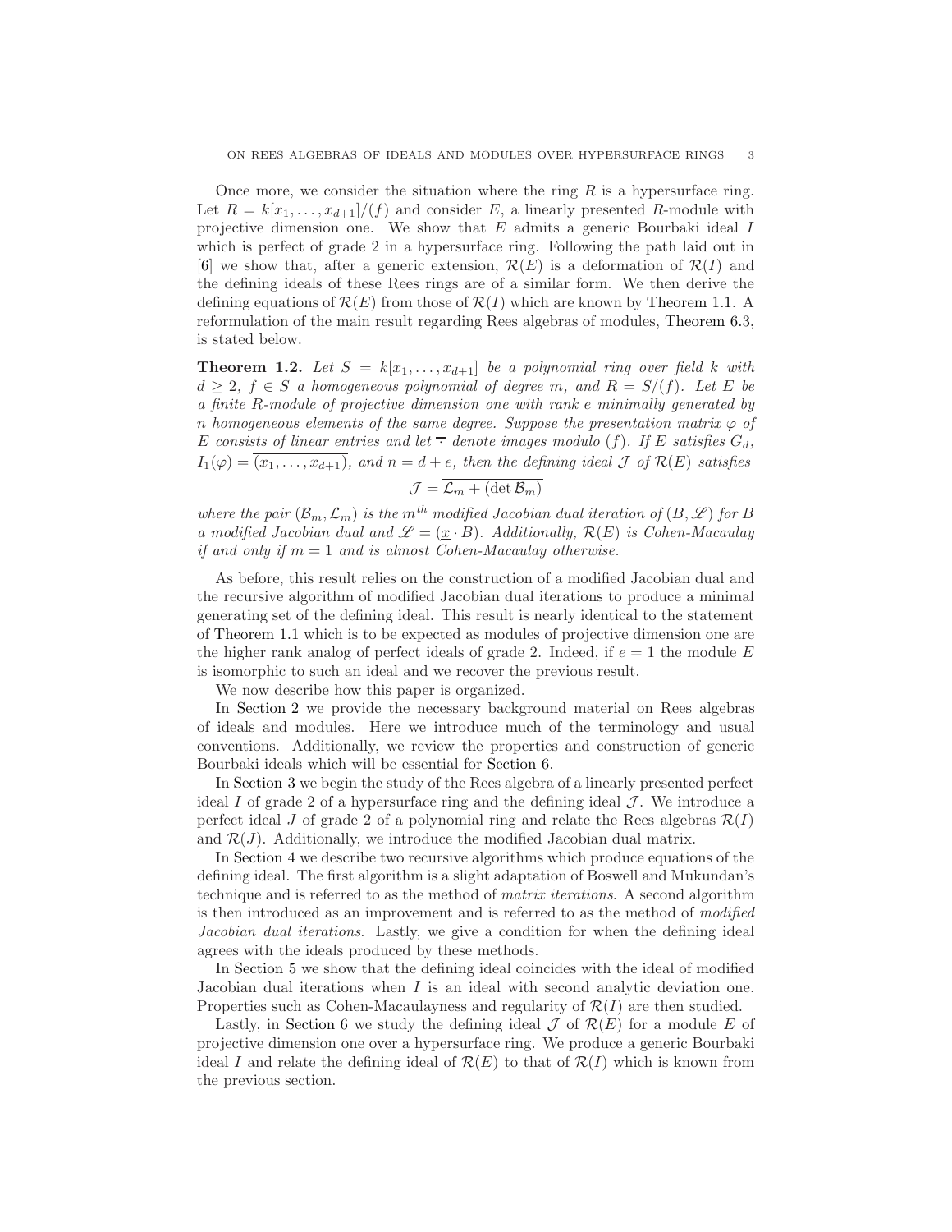Once more, we consider the situation where the ring $R$ is a hypersurface ring. Let $R = k[x_1, \ldots, x_{d+1}]/(f)$ and consider $E$, a linearly presented $R$-module with projective dimension one. We show that $E$ admits a generic Bourbaki ideal $I$ which is perfect of grade 2 in a hypersurface ring. Following the path laid out in [6] we show that, after a generic extension, $\mathcal{R}(E)$ is a deformation of $\mathcal{R}(I)$ and the defining ideals of these Rees rings are of a similar form. We then derive the defining equations of $\mathcal{R}(E)$ from those of $\mathcal{R}(I)$ which are known by Theorem 1.1. A reformulation of the main result regarding Rees algebras of modules, Theorem 6.3, is stated below.

**Theorem 1.2.** *Let $S = k[x_1, \ldots, x_{d+1}]$ be a polynomial ring over field $k$ with $d \geq 2$, $f \in S$ a homogeneous polynomial of degree $m$, and $R = S/(f)$. Let $E$ be a finite $R$-module of projective dimension one with rank $e$ minimally generated by $n$ homogeneous elements of the same degree. Suppose the presentation matrix $\varphi$ of $E$ consists of linear entries and let $\overline{\cdot}$ denote images modulo $(f)$. If $E$ satisfies $G_d$, $I_1(\varphi) = \overline{(x_1, \ldots, x_{d+1})}$, and $n = d + e$, then the defining ideal $\mathcal{J}$ of $\mathcal{R}(E)$ satisfies*

$$\mathcal{J} = \overline{\mathcal{L}_m + (\det \mathcal{B}_m)}$$

*where the pair $(\mathcal{B}_m, \mathcal{L}_m)$ is the $m^{th}$ modified Jacobian dual iteration of $(B, \mathscr{L})$ for $B$ a modified Jacobian dual and $\mathscr{L} = (\underline{x} \cdot B)$. Additionally, $\mathcal{R}(E)$ is Cohen-Macaulay if and only if $m = 1$ and is almost Cohen-Macaulay otherwise.*

As before, this result relies on the construction of a modified Jacobian dual and the recursive algorithm of modified Jacobian dual iterations to produce a minimal generating set of the defining ideal. This result is nearly identical to the statement of Theorem 1.1 which is to be expected as modules of projective dimension one are the higher rank analog of perfect ideals of grade 2. Indeed, if $e = 1$ the module $E$ is isomorphic to such an ideal and we recover the previous result.

We now describe how this paper is organized.

In Section 2 we provide the necessary background material on Rees algebras of ideals and modules. Here we introduce much of the terminology and usual conventions. Additionally, we review the properties and construction of generic Bourbaki ideals which will be essential for Section 6.

In Section 3 we begin the study of the Rees algebra of a linearly presented perfect ideal $I$ of grade 2 of a hypersurface ring and the defining ideal $\mathcal{J}$. We introduce a perfect ideal $J$ of grade 2 of a polynomial ring and relate the Rees algebras $\mathcal{R}(I)$ and $\mathcal{R}(J)$. Additionally, we introduce the modified Jacobian dual matrix.

In Section 4 we describe two recursive algorithms which produce equations of the defining ideal. The first algorithm is a slight adaptation of Boswell and Mukundan's technique and is referred to as the method of *matrix iterations*. A second algorithm is then introduced as an improvement and is referred to as the method of *modified Jacobian dual iterations*. Lastly, we give a condition for when the defining ideal agrees with the ideals produced by these methods.

In Section 5 we show that the defining ideal coincides with the ideal of modified Jacobian dual iterations when $I$ is an ideal with second analytic deviation one. Properties such as Cohen-Macaulayness and regularity of $\mathcal{R}(I)$ are then studied.

Lastly, in Section 6 we study the defining ideal $\mathcal{J}$ of $\mathcal{R}(E)$ for a module $E$ of projective dimension one over a hypersurface ring. We produce a generic Bourbaki ideal $I$ and relate the defining ideal of $\mathcal{R}(E)$ to that of $\mathcal{R}(I)$ which is known from the previous section.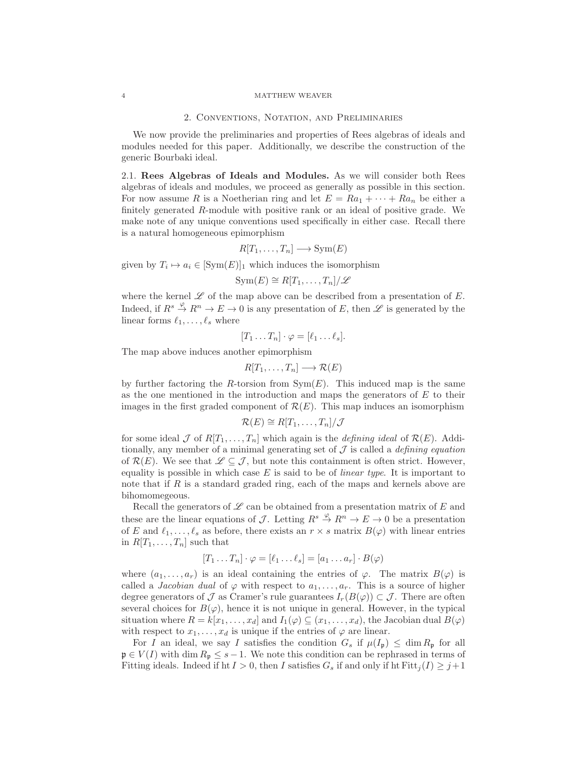## 2. Conventions, Notation, and Preliminaries

We now provide the preliminaries and properties of Rees algebras of ideals and modules needed for this paper. Additionally, we describe the construction of the generic Bourbaki ideal.

### 2.1. Rees Algebras of Ideals and Modules.

As we will consider both Rees algebras of ideals and modules, we proceed as generally as possible in this section. For now assume $R$ is a Noetherian ring and let $E = Ra_1 + \cdots + Ra_n$ be either a finitely generated $R$-module with positive rank or an ideal of positive grade. We make note of any unique conventions used specifically in either case. Recall there is a natural homogeneous epimorphism

$$R[T_1, \ldots, T_n] \longrightarrow \mathrm{Sym}(E)$$

given by $T_i \mapsto a_i \in [\mathrm{Sym}(E)]_1$ which induces the isomorphism

$$\mathrm{Sym}(E) \cong R[T_1, \ldots, T_n]/\mathscr{L}$$

where the kernel $\mathscr{L}$ of the map above can be described from a presentation of $E$. Indeed, if $R^s \xrightarrow{\varphi} R^n \to E \to 0$ is any presentation of $E$, then $\mathscr{L}$ is generated by the linear forms $\ell_1, \ldots, \ell_s$ where

$$[T_1 \ldots T_n] \cdot \varphi = [\ell_1 \ldots \ell_s].$$

The map above induces another epimorphism

$$R[T_1, \ldots, T_n] \longrightarrow \mathcal{R}(E)$$

by further factoring the $R$-torsion from $\mathrm{Sym}(E)$. This induced map is the same as the one mentioned in the introduction and maps the generators of $E$ to their images in the first graded component of $\mathcal{R}(E)$. This map induces an isomorphism

$$\mathcal{R}(E) \cong R[T_1, \ldots, T_n]/\mathcal{J}$$

for some ideal $\mathcal{J}$ of $R[T_1, \ldots, T_n]$ which again is the *defining ideal* of $\mathcal{R}(E)$. Additionally, any member of a minimal generating set of $\mathcal{J}$ is called a *defining equation* of $\mathcal{R}(E)$. We see that $\mathscr{L} \subseteq \mathcal{J}$, but note this containment is often strict. However, equality is possible in which case $E$ is said to be of *linear type*. It is important to note that if $R$ is a standard graded ring, each of the maps and kernels above are bihomomegeous.

Recall the generators of $\mathscr{L}$ can be obtained from a presentation matrix of $E$ and these are the linear equations of $\mathcal{J}$. Letting $R^s \xrightarrow{\varphi} R^n \to E \to 0$ be a presentation of $E$ and $\ell_1, \ldots, \ell_s$ as before, there exists an $r \times s$ matrix $B(\varphi)$ with linear entries in $R[T_1, \ldots, T_n]$ such that

$$[T_1 \ldots T_n] \cdot \varphi = [\ell_1 \ldots \ell_s] = [a_1 \ldots a_r] \cdot B(\varphi)$$

where $(a_1, \ldots, a_r)$ is an ideal containing the entries of $\varphi$. The matrix $B(\varphi)$ is called a *Jacobian dual* of $\varphi$ with respect to $a_1, \ldots, a_r$. This is a source of higher degree generators of $\mathcal{J}$ as Cramer's rule guarantees $I_r(B(\varphi)) \subset \mathcal{J}$. There are often several choices for $B(\varphi)$, hence it is not unique in general. However, in the typical situation where $R = k[x_1, \ldots, x_d]$ and $I_1(\varphi) \subseteq (x_1, \ldots, x_d)$, the Jacobian dual $B(\varphi)$ with respect to $x_1, \ldots, x_d$ is unique if the entries of $\varphi$ are linear.

For $I$ an ideal, we say $I$ satisfies the condition $G_s$ if $\mu(I_\mathfrak{p}) \leq \dim R_\mathfrak{p}$ for all $\mathfrak{p} \in V(I)$ with $\dim R_\mathfrak{p} \leq s-1$. We note this condition can be rephrased in terms of Fitting ideals. Indeed if $\mathrm{ht}\, I > 0$, then $I$ satisfies $G_s$ if and only if $\mathrm{ht}\,\mathrm{Fitt}_j(I) \geq j+1$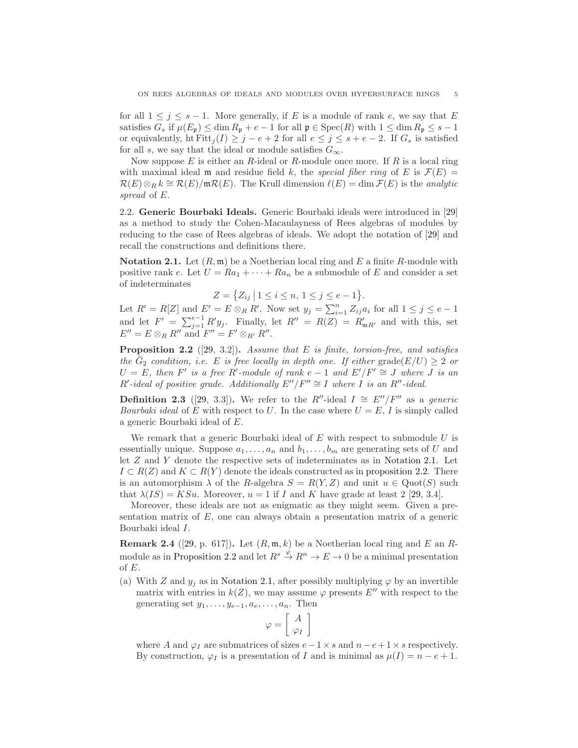for all $1 \leq j \leq s-1$. More generally, if $E$ is a module of rank $e$, we say that $E$ satisfies $G_s$ if $\mu(E_{\mathfrak{p}}) \leq \dim R_{\mathfrak{p}} + e - 1$ for all $\mathfrak{p} \in \operatorname{Spec}(R)$ with $1 \leq \dim R_{\mathfrak{p}} \leq s-1$ or equivalently, $\operatorname{ht} \operatorname{Fitt}_j(I) \geq j - e + 2$ for all $e \leq j \leq s + e - 2$. If $G_s$ is satisfied for all $s$, we say that the ideal or module satisfies $G_\infty$.

Now suppose $E$ is either an $R$-ideal or $R$-module once more. If $R$ is a local ring with maximal ideal $\mathfrak{m}$ and residue field $k$, the *special fiber ring* of $E$ is $\mathcal{F}(E) = \mathcal{R}(E) \otimes_R k \cong \mathcal{R}(E)/\mathfrak{m}\mathcal{R}(E)$. The Krull dimension $\ell(E) = \dim \mathcal{F}(E)$ is the *analytic spread* of $E$.

### 2.2. Generic Bourbaki Ideals.

Generic Bourbaki ideals were introduced in [29] as a method to study the Cohen-Macaulayness of Rees algebras of modules by reducing to the case of Rees algebras of ideals. We adopt the notation of [29] and recall the constructions and definitions there.

**Notation 2.1.** Let $(R, \mathfrak{m})$ be a Noetherian local ring and $E$ a finite $R$-module with positive rank $e$. Let $U = Ra_1 + \cdots + Ra_n$ be a submodule of $E$ and consider a set of indeterminates

$$Z = \{Z_{ij} \mid 1 \leq i \leq n, \, 1 \leq j \leq e-1\}.$$

Let $R' = R[Z]$ and $E' = E \otimes_R R'$. Now set $y_j = \sum_{i=1}^n Z_{ij} a_i$ for all $1 \leq j \leq e-1$ and let $F' = \sum_{j=1}^{e-1} R' y_j$. Finally, let $R'' = R(Z) = R'_{\mathfrak{m}R'}$ and with this, set $E'' = E \otimes_R R''$ and $F'' = F' \otimes_{R'} R''$.

**Proposition 2.2** ([29, 3.2]). *Assume that $E$ is finite, torsion-free, and satisfies the $\tilde{G}_2$ condition, i.e. $E$ is free locally in depth one. If either $\operatorname{grade}(E/U) \geq 2$ or $U = E$, then $F'$ is a free $R'$-module of rank $e-1$ and $E'/F' \cong J$ where $J$ is an $R'$-ideal of positive grade. Additionally $E''/F'' \cong I$ where $I$ is an $R''$-ideal.*

**Definition 2.3** ([29, 3.3]). We refer to the $R''$-ideal $I \cong E''/F''$ as a *generic Bourbaki ideal* of $E$ with respect to $U$. In the case where $U = E$, $I$ is simply called a generic Bourbaki ideal of $E$.

We remark that a generic Bourbaki ideal of $E$ with respect to submodule $U$ is essentially unique. Suppose $a_1, \ldots, a_n$ and $b_1, \ldots, b_m$ are generating sets of $U$ and let $Z$ and $Y$ denote the respective sets of indeterminates as in Notation 2.1. Let $I \subset R(Z)$ and $K \subset R(Y)$ denote the ideals constructed as in proposition 2.2. There is an automorphism $\lambda$ of the $R$-algebra $S = R(Y, Z)$ and unit $u \in \operatorname{Quot}(S)$ such that $\lambda(IS) = KSu$. Moreover, $u = 1$ if $I$ and $K$ have grade at least 2 [29, 3.4].

Moreover, these ideals are not as enigmatic as they might seem. Given a presentation matrix of $E$, one can always obtain a presentation matrix of a generic Bourbaki ideal $I$.

**Remark 2.4** ([29, p. 617]). Let $(R, \mathfrak{m}, k)$ be a Noetherian local ring and $E$ an $R$-module as in Proposition 2.2 and let $R^s \xrightarrow{\varphi} R^n \to E \to 0$ be a minimal presentation of $E$.

(a) With $Z$ and $y_j$ as in Notation 2.1, after possibly multiplying $\varphi$ by an invertible matrix with entries in $k(Z)$, we may assume $\varphi$ presents $E''$ with respect to the generating set $y_1, \ldots, y_{e-1}, a_e, \ldots, a_n$. Then

$$\varphi = \begin{bmatrix} A \\ \varphi_I \end{bmatrix}$$

where $A$ and $\varphi_I$ are submatrices of sizes $e-1 \times s$ and $n-e+1 \times s$ respectively. By construction, $\varphi_I$ is a presentation of $I$ and is minimal as $\mu(I) = n - e + 1$.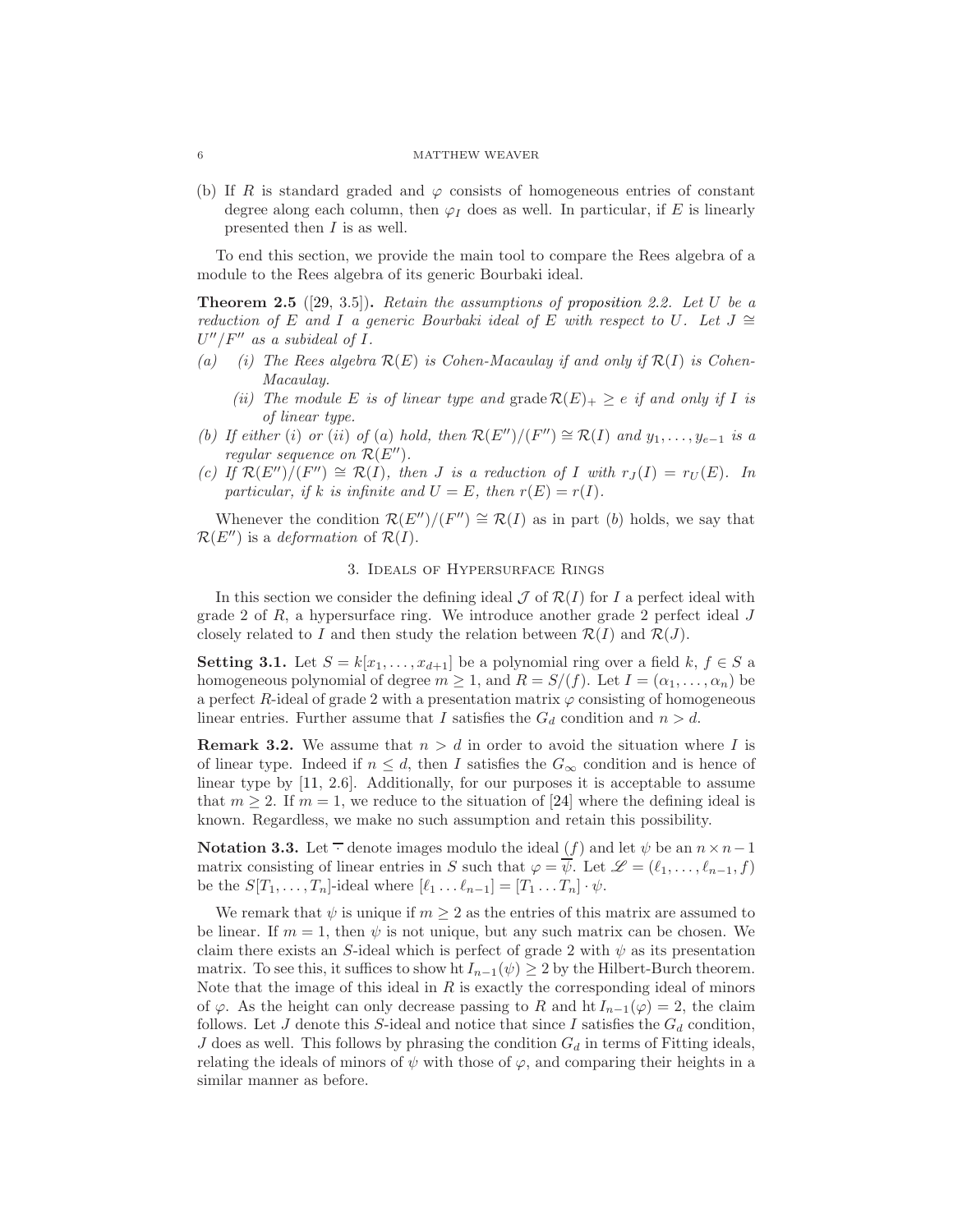(b) If $R$ is standard graded and $\varphi$ consists of homogeneous entries of constant degree along each column, then $\varphi_I$ does as well. In particular, if $E$ is linearly presented then $I$ is as well.

To end this section, we provide the main tool to compare the Rees algebra of a module to the Rees algebra of its generic Bourbaki ideal.

**Theorem 2.5** ([29, 3.5]). *Retain the assumptions of proposition 2.2. Let $U$ be a reduction of $E$ and $I$ a generic Bourbaki ideal of $E$ with respect to $U$. Let $J \cong U''/F''$ as a subideal of $I$.*

*(a)* 
   *(i) The Rees algebra $\mathcal{R}(E)$ is Cohen-Macaulay if and only if $\mathcal{R}(I)$ is Cohen-Macaulay.*
   *(ii) The module $E$ is of linear type and $\operatorname{grade} \mathcal{R}(E)_+ \geq e$ if and only if $I$ is of linear type.*

*(b) If either (i) or (ii) of (a) hold, then $\mathcal{R}(E'')/(F'') \cong \mathcal{R}(I)$ and $y_1, \ldots, y_{e-1}$ is a regular sequence on $\mathcal{R}(E'')$.*

*(c) If $\mathcal{R}(E'')/(F'') \cong \mathcal{R}(I)$, then $J$ is a reduction of $I$ with $r_J(I) = r_U(E)$. In particular, if $k$ is infinite and $U = E$, then $r(E) = r(I)$.*

Whenever the condition $\mathcal{R}(E'')/(F'') \cong \mathcal{R}(I)$ as in part (b) holds, we say that $\mathcal{R}(E'')$ is a *deformation* of $\mathcal{R}(I)$.

## 3. Ideals of Hypersurface Rings

In this section we consider the defining ideal $\mathcal{J}$ of $\mathcal{R}(I)$ for $I$ a perfect ideal with grade 2 of $R$, a hypersurface ring. We introduce another grade 2 perfect ideal $J$ closely related to $I$ and then study the relation between $\mathcal{R}(I)$ and $\mathcal{R}(J)$.

**Setting 3.1.** Let $S = k[x_1, \ldots, x_{d+1}]$ be a polynomial ring over a field $k$, $f \in S$ a homogeneous polynomial of degree $m \geq 1$, and $R = S/(f)$. Let $I = (\alpha_1, \ldots, \alpha_n)$ be a perfect $R$-ideal of grade 2 with a presentation matrix $\varphi$ consisting of homogeneous linear entries. Further assume that $I$ satisfies the $G_d$ condition and $n > d$.

**Remark 3.2.** We assume that $n > d$ in order to avoid the situation where $I$ is of linear type. Indeed if $n \leq d$, then $I$ satisfies the $G_\infty$ condition and is hence of linear type by [11, 2.6]. Additionally, for our purposes it is acceptable to assume that $m \geq 2$. If $m = 1$, we reduce to the situation of [24] where the defining ideal is known. Regardless, we make no such assumption and retain this possibility.

**Notation 3.3.** Let $\overline{\cdot}$ denote images modulo the ideal $(f)$ and let $\psi$ be an $n \times n-1$ matrix consisting of linear entries in $S$ such that $\varphi = \overline{\psi}$. Let $\mathscr{L} = (\ell_1, \ldots, \ell_{n-1}, f)$ be the $S[T_1, \ldots, T_n]$-ideal where $[\ell_1 \ldots \ell_{n-1}] = [T_1 \ldots T_n] \cdot \psi$.

We remark that $\psi$ is unique if $m \geq 2$ as the entries of this matrix are assumed to be linear. If $m = 1$, then $\psi$ is not unique, but any such matrix can be chosen. We claim there exists an $S$-ideal which is perfect of grade 2 with $\psi$ as its presentation matrix. To see this, it suffices to show $\operatorname{ht} I_{n-1}(\psi) \geq 2$ by the Hilbert-Burch theorem. Note that the image of this ideal in $R$ is exactly the corresponding ideal of minors of $\varphi$. As the height can only decrease passing to $R$ and $\operatorname{ht} I_{n-1}(\varphi) = 2$, the claim follows. Let $J$ denote this $S$-ideal and notice that since $I$ satisfies the $G_d$ condition, $J$ does as well. This follows by phrasing the condition $G_d$ in terms of Fitting ideals, relating the ideals of minors of $\psi$ with those of $\varphi$, and comparing their heights in a similar manner as before.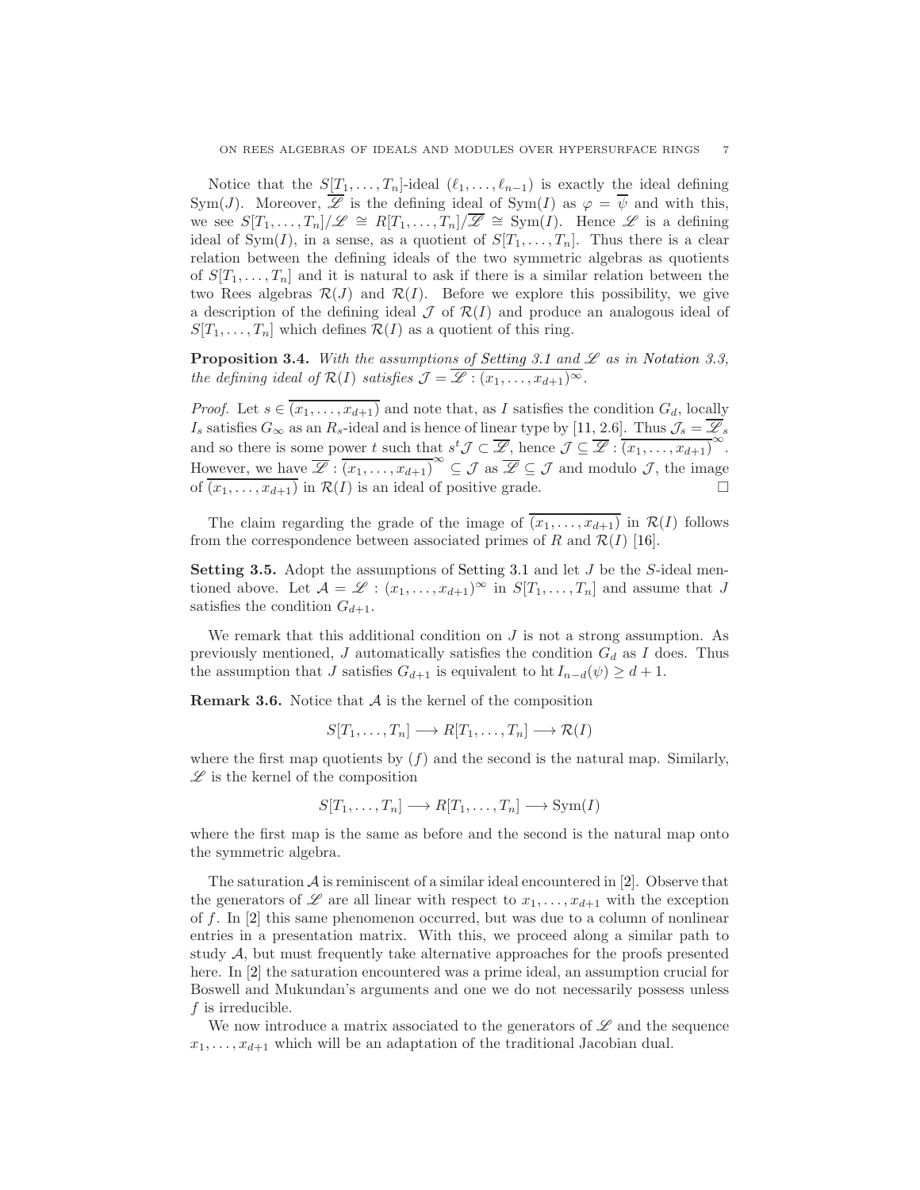Notice that the $S[T_1,\dots,T_n]$-ideal $(\ell_1,\dots,\ell_{n-1})$ is exactly the ideal defining $\text{Sym}(J)$. Moreover, $\overline{\mathscr{L}}$ is the defining ideal of $\text{Sym}(I)$ as $\varphi = \overline{\psi}$ and with this, we see $S[T_1,\dots,T_n]/\mathscr{L} \cong R[T_1,\dots,T_n]/\overline{\mathscr{L}} \cong \text{Sym}(I)$. Hence $\mathscr{L}$ is a defining ideal of $\text{Sym}(I)$, in a sense, as a quotient of $S[T_1,\dots,T_n]$. Thus there is a clear relation between the defining ideals of the two symmetric algebras as quotients of $S[T_1,\dots,T_n]$ and it is natural to ask if there is a similar relation between the two Rees algebras $\mathcal{R}(J)$ and $\mathcal{R}(I)$. Before we explore this possibility, we give a description of the defining ideal $\mathcal{J}$ of $\mathcal{R}(I)$ and produce an analogous ideal of $S[T_1,\dots,T_n]$ which defines $\mathcal{R}(I)$ as a quotient of this ring.

**Proposition 3.4.** *With the assumptions of Setting 3.1 and $\mathscr{L}$ as in Notation 3.3, the defining ideal of $\mathcal{R}(I)$ satisfies $\mathcal{J} = \overline{\mathscr{L} : (x_1,\dots,x_{d+1})^\infty}$.*

*Proof.* Let $s \in \overline{(x_1,\dots,x_{d+1})}$ and note that, as $I$ satisfies the condition $G_d$, locally $I_s$ satisfies $G_\infty$ as an $R_s$-ideal and is hence of linear type by [11, 2.6]. Thus $\mathcal{J}_s = \overline{\mathscr{L}}_s$ and so there is some power $t$ such that $s^t\mathcal{J} \subset \overline{\mathscr{L}}$, hence $\mathcal{J} \subseteq \overline{\mathscr{L}} : \overline{(x_1,\dots,x_{d+1})}^\infty$. However, we have $\overline{\mathscr{L}} : \overline{(x_1,\dots,x_{d+1})}^\infty \subseteq \mathcal{J}$ as $\overline{\mathscr{L}} \subseteq \mathcal{J}$ and modulo $\mathcal{J}$, the image of $\overline{(x_1,\dots,x_{d+1})}$ in $\mathcal{R}(I)$ is an ideal of positive grade. $\square$

The claim regarding the grade of the image of $\overline{(x_1,\dots,x_{d+1})}$ in $\mathcal{R}(I)$ follows from the correspondence between associated primes of $R$ and $\mathcal{R}(I)$ [16].

**Setting 3.5.** Adopt the assumptions of Setting 3.1 and let $J$ be the $S$-ideal mentioned above. Let $\mathcal{A} = \mathscr{L} : (x_1,\dots,x_{d+1})^\infty$ in $S[T_1,\dots,T_n]$ and assume that $J$ satisfies the condition $G_{d+1}$.

We remark that this additional condition on $J$ is not a strong assumption. As previously mentioned, $J$ automatically satisfies the condition $G_d$ as $I$ does. Thus the assumption that $J$ satisfies $G_{d+1}$ is equivalent to $\operatorname{ht} I_{n-d}(\psi) \geq d+1$.

**Remark 3.6.** Notice that $\mathcal{A}$ is the kernel of the composition

$$S[T_1,\dots,T_n] \longrightarrow R[T_1,\dots,T_n] \longrightarrow \mathcal{R}(I)$$

where the first map quotients by $(f)$ and the second is the natural map. Similarly, $\mathscr{L}$ is the kernel of the composition

$$S[T_1,\dots,T_n] \longrightarrow R[T_1,\dots,T_n] \longrightarrow \text{Sym}(I)$$

where the first map is the same as before and the second is the natural map onto the symmetric algebra.

The saturation $\mathcal{A}$ is reminiscent of a similar ideal encountered in [2]. Observe that the generators of $\mathscr{L}$ are all linear with respect to $x_1,\dots,x_{d+1}$ with the exception of $f$. In [2] this same phenomenon occurred, but was due to a column of nonlinear entries in a presentation matrix. With this, we proceed along a similar path to study $\mathcal{A}$, but must frequently take alternative approaches for the proofs presented here. In [2] the saturation encountered was a prime ideal, an assumption crucial for Boswell and Mukundan's arguments and one we do not necessarily possess unless $f$ is irreducible.

We now introduce a matrix associated to the generators of $\mathscr{L}$ and the sequence $x_1,\dots,x_{d+1}$ which will be an adaptation of the traditional Jacobian dual.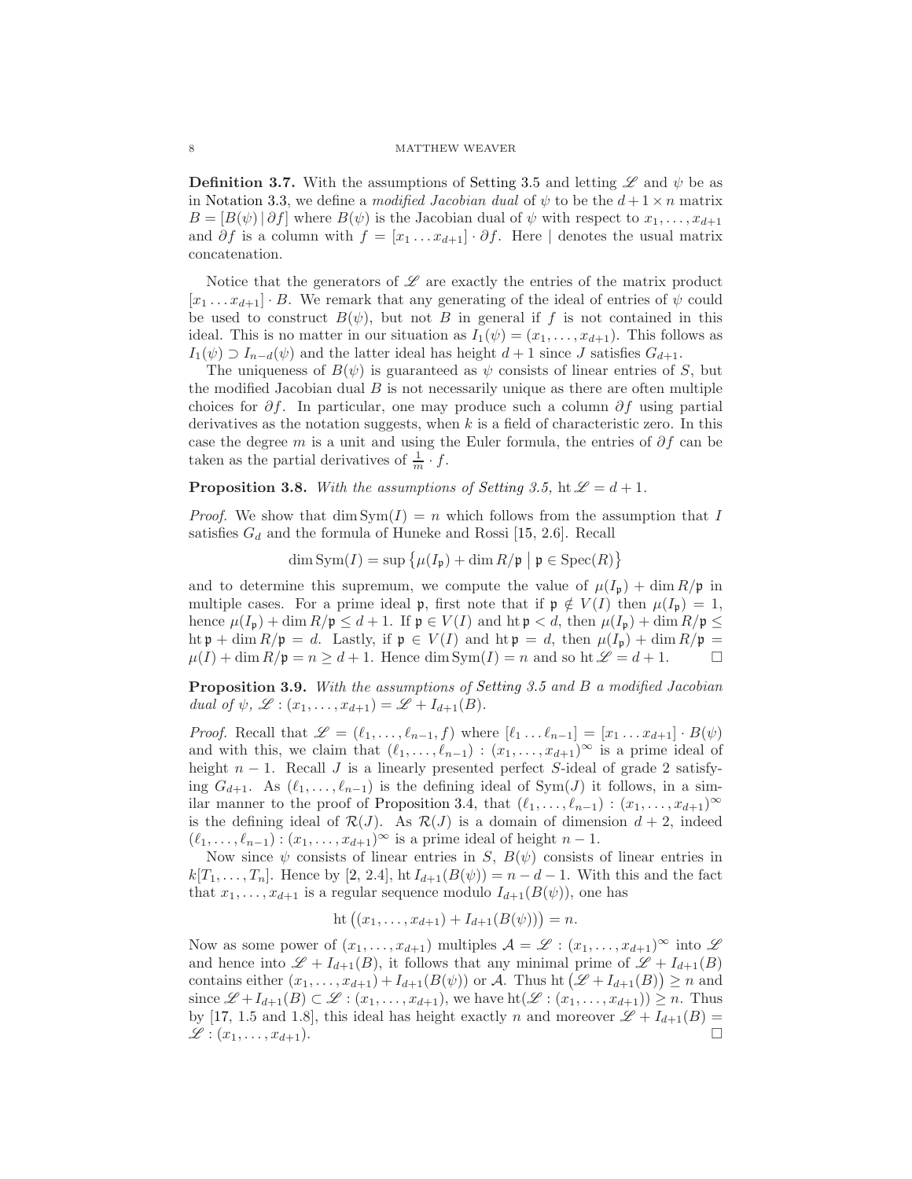**Definition 3.7.** With the assumptions of Setting 3.5 and letting $\mathscr{L}$ and $\psi$ be as in Notation 3.3, we define a *modified Jacobian dual* of $\psi$ to be the $d+1 \times n$ matrix $B = [B(\psi) \,|\, \partial f]$ where $B(\psi)$ is the Jacobian dual of $\psi$ with respect to $x_1, \ldots, x_{d+1}$ and $\partial f$ is a column with $f = [x_1 \ldots x_{d+1}] \cdot \partial f$. Here $|$ denotes the usual matrix concatenation.

Notice that the generators of $\mathscr{L}$ are exactly the entries of the matrix product $[x_1 \ldots x_{d+1}] \cdot B$. We remark that any generating of the ideal of entries of $\psi$ could be used to construct $B(\psi)$, but not $B$ in general if $f$ is not contained in this ideal. This is no matter in our situation as $I_1(\psi) = (x_1, \ldots, x_{d+1})$. This follows as $I_1(\psi) \supset I_{n-d}(\psi)$ and the latter ideal has height $d+1$ since $J$ satisfies $G_{d+1}$.

The uniqueness of $B(\psi)$ is guaranteed as $\psi$ consists of linear entries of $S$, but the modified Jacobian dual $B$ is not necessarily unique as there are often multiple choices for $\partial f$. In particular, one may produce such a column $\partial f$ using partial derivatives as the notation suggests, when $k$ is a field of characteristic zero. In this case the degree $m$ is a unit and using the Euler formula, the entries of $\partial f$ can be taken as the partial derivatives of $\frac{1}{m} \cdot f$.

**Proposition 3.8.** *With the assumptions of Setting 3.5,* $\operatorname{ht} \mathscr{L} = d+1$.

*Proof.* We show that $\dim \operatorname{Sym}(I) = n$ which follows from the assumption that $I$ satisfies $G_d$ and the formula of Huneke and Rossi [15, 2.6]. Recall

$$\dim \operatorname{Sym}(I) = \sup \left\{ \mu(I_\mathfrak{p}) + \dim R/\mathfrak{p} \;\middle|\; \mathfrak{p} \in \operatorname{Spec}(R) \right\}$$

and to determine this supremum, we compute the value of $\mu(I_\mathfrak{p}) + \dim R/\mathfrak{p}$ in multiple cases. For a prime ideal $\mathfrak{p}$, first note that if $\mathfrak{p} \notin V(I)$ then $\mu(I_\mathfrak{p}) = 1$, hence $\mu(I_\mathfrak{p}) + \dim R/\mathfrak{p} \leq d+1$. If $\mathfrak{p} \in V(I)$ and $\operatorname{ht} \mathfrak{p} < d$, then $\mu(I_\mathfrak{p}) + \dim R/\mathfrak{p} \leq \operatorname{ht} \mathfrak{p} + \dim R/\mathfrak{p} = d$. Lastly, if $\mathfrak{p} \in V(I)$ and $\operatorname{ht} \mathfrak{p} = d$, then $\mu(I_\mathfrak{p}) + \dim R/\mathfrak{p} = \mu(I) + \dim R/\mathfrak{p} = n \geq d+1$. Hence $\dim \operatorname{Sym}(I) = n$ and so $\operatorname{ht} \mathscr{L} = d+1$. $\square$

**Proposition 3.9.** *With the assumptions of Setting 3.5 and $B$ a modified Jacobian dual of $\psi$,* $\mathscr{L} : (x_1, \ldots, x_{d+1}) = \mathscr{L} + I_{d+1}(B)$.

*Proof.* Recall that $\mathscr{L} = (\ell_1, \ldots, \ell_{n-1}, f)$ where $[\ell_1 \ldots \ell_{n-1}] = [x_1 \ldots x_{d+1}] \cdot B(\psi)$ and with this, we claim that $(\ell_1, \ldots, \ell_{n-1}) : (x_1, \ldots, x_{d+1})^\infty$ is a prime ideal of height $n-1$. Recall $J$ is a linearly presented perfect $S$-ideal of grade 2 satisfying $G_{d+1}$. As $(\ell_1, \ldots, \ell_{n-1})$ is the defining ideal of $\operatorname{Sym}(J)$ it follows, in a similar manner to the proof of Proposition 3.4, that $(\ell_1, \ldots, \ell_{n-1}) : (x_1, \ldots, x_{d+1})^\infty$ is the defining ideal of $\mathcal{R}(J)$. As $\mathcal{R}(J)$ is a domain of dimension $d+2$, indeed $(\ell_1, \ldots, \ell_{n-1}) : (x_1, \ldots, x_{d+1})^\infty$ is a prime ideal of height $n-1$.

Now since $\psi$ consists of linear entries in $S$, $B(\psi)$ consists of linear entries in $k[T_1, \ldots, T_n]$. Hence by [2, 2.4], $\operatorname{ht} I_{d+1}(B(\psi)) = n-d-1$. With this and the fact that $x_1, \ldots, x_{d+1}$ is a regular sequence modulo $I_{d+1}(B(\psi))$, one has

$$\operatorname{ht} \left( (x_1, \ldots, x_{d+1}) + I_{d+1}(B(\psi)) \right) = n.$$

Now as some power of $(x_1, \ldots, x_{d+1})$ multiples $\mathcal{A} = \mathscr{L} : (x_1, \ldots, x_{d+1})^\infty$ into $\mathscr{L}$ and hence into $\mathscr{L} + I_{d+1}(B)$, it follows that any minimal prime of $\mathscr{L} + I_{d+1}(B)$ contains either $(x_1, \ldots, x_{d+1}) + I_{d+1}(B(\psi))$ or $\mathcal{A}$. Thus $\operatorname{ht} \left( \mathscr{L} + I_{d+1}(B) \right) \geq n$ and since $\mathscr{L} + I_{d+1}(B) \subset \mathscr{L} : (x_1, \ldots, x_{d+1})$, we have $\operatorname{ht}(\mathscr{L} : (x_1, \ldots, x_{d+1})) \geq n$. Thus by [17, 1.5 and 1.8], this ideal has height exactly $n$ and moreover $\mathscr{L} + I_{d+1}(B) = \mathscr{L} : (x_1, \ldots, x_{d+1})$. $\square$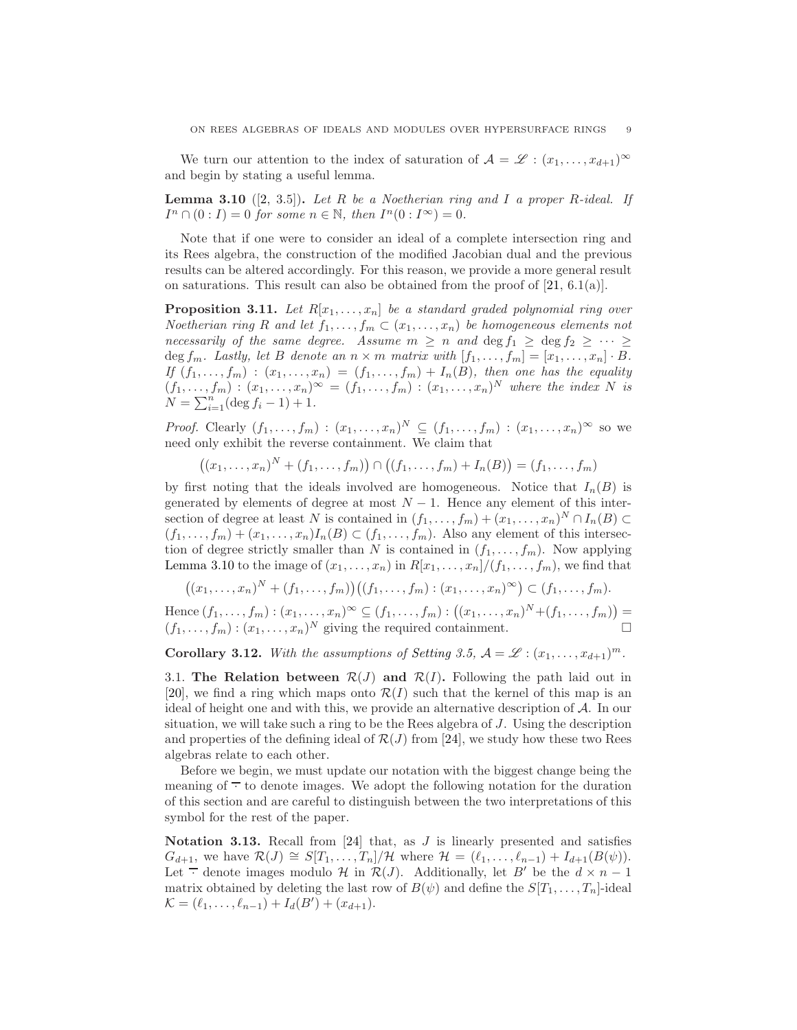We turn our attention to the index of saturation of $\mathcal{A} = \mathscr{L} : (x_1, \ldots, x_{d+1})^\infty$ and begin by stating a useful lemma.

**Lemma 3.10** ([2, 3.5]). *Let $R$ be a Noetherian ring and $I$ a proper $R$-ideal. If $I^n \cap (0 : I) = 0$ for some $n \in \mathbb{N}$, then $I^n(0 : I^\infty) = 0$.*

Note that if one were to consider an ideal of a complete intersection ring and its Rees algebra, the construction of the modified Jacobian dual and the previous results can be altered accordingly. For this reason, we provide a more general result on saturations. This result can also be obtained from the proof of [21, 6.1(a)].

**Proposition 3.11.** *Let $R[x_1, \ldots, x_n]$ be a standard graded polynomial ring over Noetherian ring $R$ and let $f_1, \ldots, f_m \subset (x_1, \ldots, x_n)$ be homogeneous elements not necessarily of the same degree. Assume $m \geq n$ and $\deg f_1 \geq \deg f_2 \geq \cdots \geq \deg f_m$. Lastly, let $B$ denote an $n \times m$ matrix with $[f_1, \ldots, f_m] = [x_1, \ldots, x_n] \cdot B$. If $(f_1, \ldots, f_m) : (x_1, \ldots, x_n) = (f_1, \ldots, f_m) + I_n(B)$, then one has the equality $(f_1, \ldots, f_m) : (x_1, \ldots, x_n)^\infty = (f_1, \ldots, f_m) : (x_1, \ldots, x_n)^N$ where the index $N$ is $N = \sum_{i=1}^n (\deg f_i - 1) + 1$.*

*Proof.* Clearly $(f_1, \ldots, f_m) : (x_1, \ldots, x_n)^N \subseteq (f_1, \ldots, f_m) : (x_1, \ldots, x_n)^\infty$ so we need only exhibit the reverse containment. We claim that

$$\big((x_1, \ldots, x_n)^N + (f_1, \ldots, f_m)\big) \cap \big((f_1, \ldots, f_m) + I_n(B)\big) = (f_1, \ldots, f_m)$$

by first noting that the ideals involved are homogeneous. Notice that $I_n(B)$ is generated by elements of degree at most $N-1$. Hence any element of this intersection of degree at least $N$ is contained in $(f_1, \ldots, f_m) + (x_1, \ldots, x_n)^N \cap I_n(B) \subset (f_1, \ldots, f_m) + (x_1, \ldots, x_n)I_n(B) \subset (f_1, \ldots, f_m)$. Also any element of this intersection of degree strictly smaller than $N$ is contained in $(f_1, \ldots, f_m)$. Now applying Lemma 3.10 to the image of $(x_1, \ldots, x_n)$ in $R[x_1, \ldots, x_n]/(f_1, \ldots, f_m)$, we find that

$$\big((x_1, \ldots, x_n)^N + (f_1, \ldots, f_m)\big)\big((f_1, \ldots, f_m) : (x_1, \ldots, x_n)^\infty\big) \subset (f_1, \ldots, f_m).$$

Hence $(f_1, \ldots, f_m) : (x_1, \ldots, x_n)^\infty \subseteq (f_1, \ldots, f_m) : \big((x_1, \ldots, x_n)^N + (f_1, \ldots, f_m)\big) = (f_1, \ldots, f_m) : (x_1, \ldots, x_n)^N$ giving the required containment. $\square$

**Corollary 3.12.** *With the assumptions of Setting 3.5, $\mathcal{A} = \mathscr{L} : (x_1, \ldots, x_{d+1})^m$.*

## 3.1. The Relation between $\mathcal{R}(J)$ and $\mathcal{R}(I)$.

Following the path laid out in [20], we find a ring which maps onto $\mathcal{R}(I)$ such that the kernel of this map is an ideal of height one and with this, we provide an alternative description of $\mathcal{A}$. In our situation, we will take such a ring to be the Rees algebra of $J$. Using the description and properties of the defining ideal of $\mathcal{R}(J)$ from [24], we study how these two Rees algebras relate to each other.

Before we begin, we must update our notation with the biggest change being the meaning of $\overline{\cdot}$ to denote images. We adopt the following notation for the duration of this section and are careful to distinguish between the two interpretations of this symbol for the rest of the paper.

**Notation 3.13.** Recall from [24] that, as $J$ is linearly presented and satisfies $G_{d+1}$, we have $\mathcal{R}(J) \cong S[T_1, \ldots, T_n]/\mathcal{H}$ where $\mathcal{H} = (\ell_1, \ldots, \ell_{n-1}) + I_{d+1}(B(\psi))$. Let $\overline{\cdot}$ denote images modulo $\mathcal{H}$ in $\mathcal{R}(J)$. Additionally, let $B'$ be the $d \times n-1$ matrix obtained by deleting the last row of $B(\psi)$ and define the $S[T_1, \ldots, T_n]$-ideal $\mathcal{K} = (\ell_1, \ldots, \ell_{n-1}) + I_d(B') + (x_{d+1})$.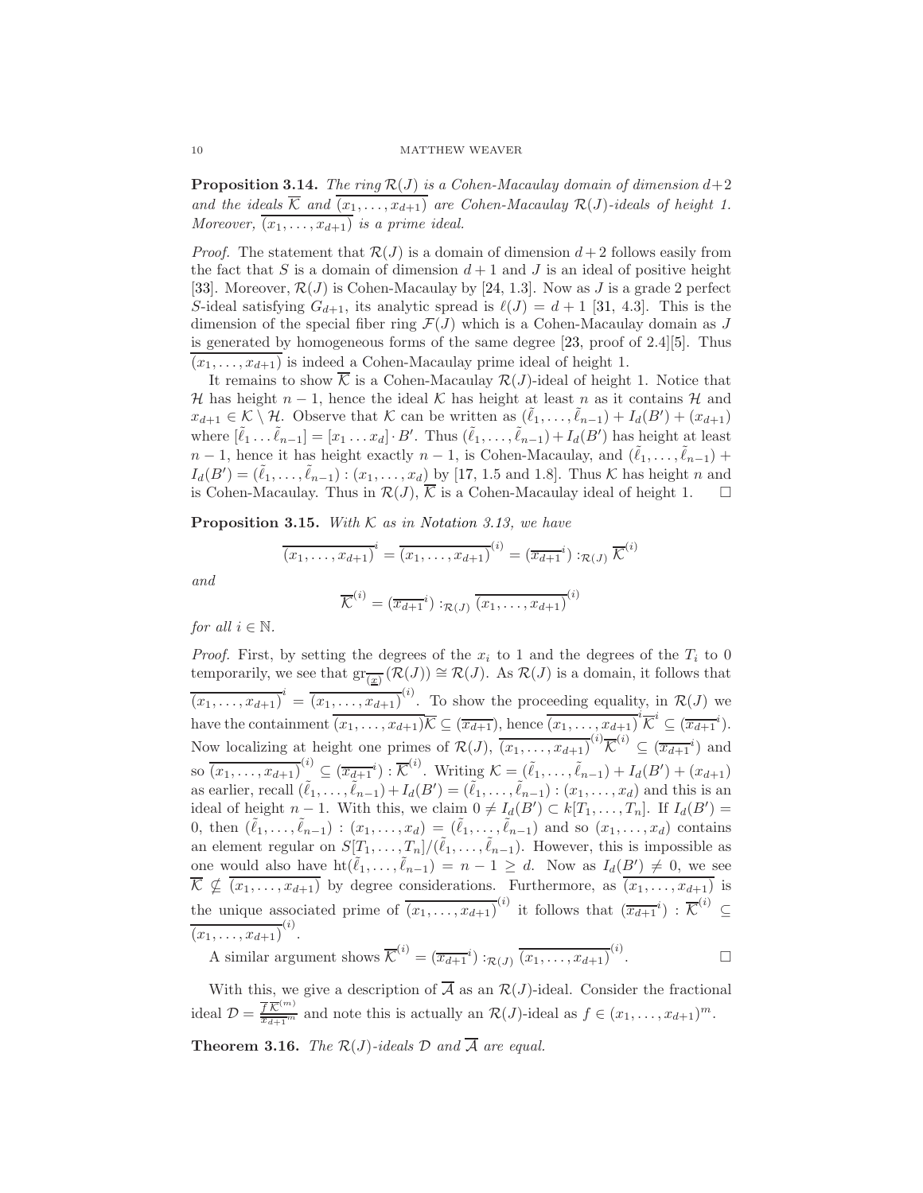**Proposition 3.14.** *The ring $\mathcal{R}(J)$ is a Cohen-Macaulay domain of dimension $d+2$ and the ideals $\overline{\mathcal{K}}$ and $\overline{(x_1,\ldots,x_{d+1})}$ are Cohen-Macaulay $\mathcal{R}(J)$-ideals of height 1. Moreover, $\overline{(x_1,\ldots,x_{d+1})}$ is a prime ideal.*

*Proof.* The statement that $\mathcal{R}(J)$ is a domain of dimension $d+2$ follows easily from the fact that $S$ is a domain of dimension $d+1$ and $J$ is an ideal of positive height [33]. Moreover, $\mathcal{R}(J)$ is Cohen-Macaulay by [24, 1.3]. Now as $J$ is a grade 2 perfect $S$-ideal satisfying $G_{d+1}$, its analytic spread is $\ell(J) = d+1$ [31, 4.3]. This is the dimension of the special fiber ring $\mathcal{F}(J)$ which is a Cohen-Macaulay domain as $J$ is generated by homogeneous forms of the same degree [23, proof of 2.4][5]. Thus $\overline{(x_1,\ldots,x_{d+1})}$ is indeed a Cohen-Macaulay prime ideal of height 1.

It remains to show $\overline{\mathcal{K}}$ is a Cohen-Macaulay $\mathcal{R}(J)$-ideal of height 1. Notice that $\mathcal{H}$ has height $n-1$, hence the ideal $\mathcal{K}$ has height at least $n$ as it contains $\mathcal{H}$ and $x_{d+1} \in \mathcal{K}\setminus\mathcal{H}$. Observe that $\mathcal{K}$ can be written as $(\tilde{\ell}_1,\ldots,\tilde{\ell}_{n-1}) + I_d(B') + (x_{d+1})$ where $[\tilde{\ell}_1 \ldots \tilde{\ell}_{n-1}] = [x_1 \ldots x_d]\cdot B'$. Thus $(\tilde{\ell}_1,\ldots,\tilde{\ell}_{n-1}) + I_d(B')$ has height at least $n-1$, hence it has height exactly $n-1$, is Cohen-Macaulay, and $(\tilde{\ell}_1,\ldots,\tilde{\ell}_{n-1}) + I_d(B') = (\tilde{\ell}_1,\ldots,\tilde{\ell}_{n-1}) : (x_1,\ldots,x_d)$ by [17, 1.5 and 1.8]. Thus $\mathcal{K}$ has height $n$ and is Cohen-Macaulay. Thus in $\mathcal{R}(J)$, $\overline{\mathcal{K}}$ is a Cohen-Macaulay ideal of height 1. $\square$

**Proposition 3.15.** *With $\mathcal{K}$ as in Notation 3.13, we have*

$$\overline{(x_1,\ldots,x_{d+1})}^{\,i} = \overline{(x_1,\ldots,x_{d+1})}^{(i)} = (\overline{x_{d+1}}^{\,i}) :_{\mathcal{R}(J)} \overline{\mathcal{K}}^{(i)}$$

*and*

$$\overline{\mathcal{K}}^{(i)} = (\overline{x_{d+1}}^{\,i}) :_{\mathcal{R}(J)} \overline{(x_1,\ldots,x_{d+1})}^{(i)}$$

*for all $i \in \mathbb{N}$.*

*Proof.* First, by setting the degrees of the $x_i$ to 1 and the degrees of the $T_i$ to 0 temporarily, we see that $\mathrm{gr}_{\overline{(\underline{x})}}(\mathcal{R}(J)) \cong \mathcal{R}(J)$. As $\mathcal{R}(J)$ is a domain, it follows that $\overline{(x_1,\ldots,x_{d+1})}^{\,i} = \overline{(x_1,\ldots,x_{d+1})}^{(i)}$. To show the proceeding equality, in $\mathcal{R}(J)$ we have the containment $\overline{(x_1,\ldots,x_{d+1})\mathcal{K}} \subseteq (\overline{x_{d+1}})$, hence $\overline{(x_1,\ldots,x_{d+1})}^{\,i}\overline{\mathcal{K}}^{\,i} \subseteq (\overline{x_{d+1}}^{\,i})$. Now localizing at height one primes of $\mathcal{R}(J)$, $\overline{(x_1,\ldots,x_{d+1})}^{(i)}\overline{\mathcal{K}}^{(i)} \subseteq (\overline{x_{d+1}}^{\,i})$ and so $\overline{(x_1,\ldots,x_{d+1})}^{(i)} \subseteq (\overline{x_{d+1}}^{\,i}) : \overline{\mathcal{K}}^{(i)}$. Writing $\mathcal{K} = (\tilde{\ell}_1,\ldots,\tilde{\ell}_{n-1}) + I_d(B') + (x_{d+1})$ as earlier, recall $(\tilde{\ell}_1,\ldots,\tilde{\ell}_{n-1}) + I_d(B') = (\tilde{\ell}_1,\ldots,\tilde{\ell}_{n-1}) : (x_1,\ldots,x_d)$ and this is an ideal of height $n-1$. With this, we claim $0 \neq I_d(B') \subset k[T_1,\ldots,T_n]$. If $I_d(B') = 0$, then $(\tilde{\ell}_1,\ldots,\tilde{\ell}_{n-1}) : (x_1,\ldots,x_d) = (\tilde{\ell}_1,\ldots,\tilde{\ell}_{n-1})$ and so $(x_1,\ldots,x_d)$ contains an element regular on $S[T_1,\ldots,T_n]/(\tilde{\ell}_1,\ldots,\tilde{\ell}_{n-1})$. However, this is impossible as one would also have $\mathrm{ht}(\tilde{\ell}_1,\ldots,\tilde{\ell}_{n-1}) = n-1 \geq d$. Now as $I_d(B') \neq 0$, we see $\overline{\mathcal{K}} \nsubseteq \overline{(x_1,\ldots,x_{d+1})}$ by degree considerations. Furthermore, as $\overline{(x_1,\ldots,x_{d+1})}$ is the unique associated prime of $\overline{(x_1,\ldots,x_{d+1})}^{(i)}$ it follows that $(\overline{x_{d+1}}^{\,i}) : \overline{\mathcal{K}}^{(i)} \subseteq \overline{(x_1,\ldots,x_{d+1})}^{(i)}$.

A similar argument shows $\overline{\mathcal{K}}^{(i)} = (\overline{x_{d+1}}^{\,i}) :_{\mathcal{R}(J)} \overline{(x_1,\ldots,x_{d+1})}^{(i)}$. $\square$

With this, we give a description of $\overline{\mathcal{A}}$ as an $\mathcal{R}(J)$-ideal. Consider the fractional ideal $\mathcal{D} = \frac{\overline{f}\,\overline{\mathcal{K}}^{(m)}}{\overline{x_{d+1}}^{\,m}}$ and note this is actually an $\mathcal{R}(J)$-ideal as $f \in (x_1,\ldots,x_{d+1})^m$.

**Theorem 3.16.** *The $\mathcal{R}(J)$-ideals $\mathcal{D}$ and $\overline{\mathcal{A}}$ are equal.*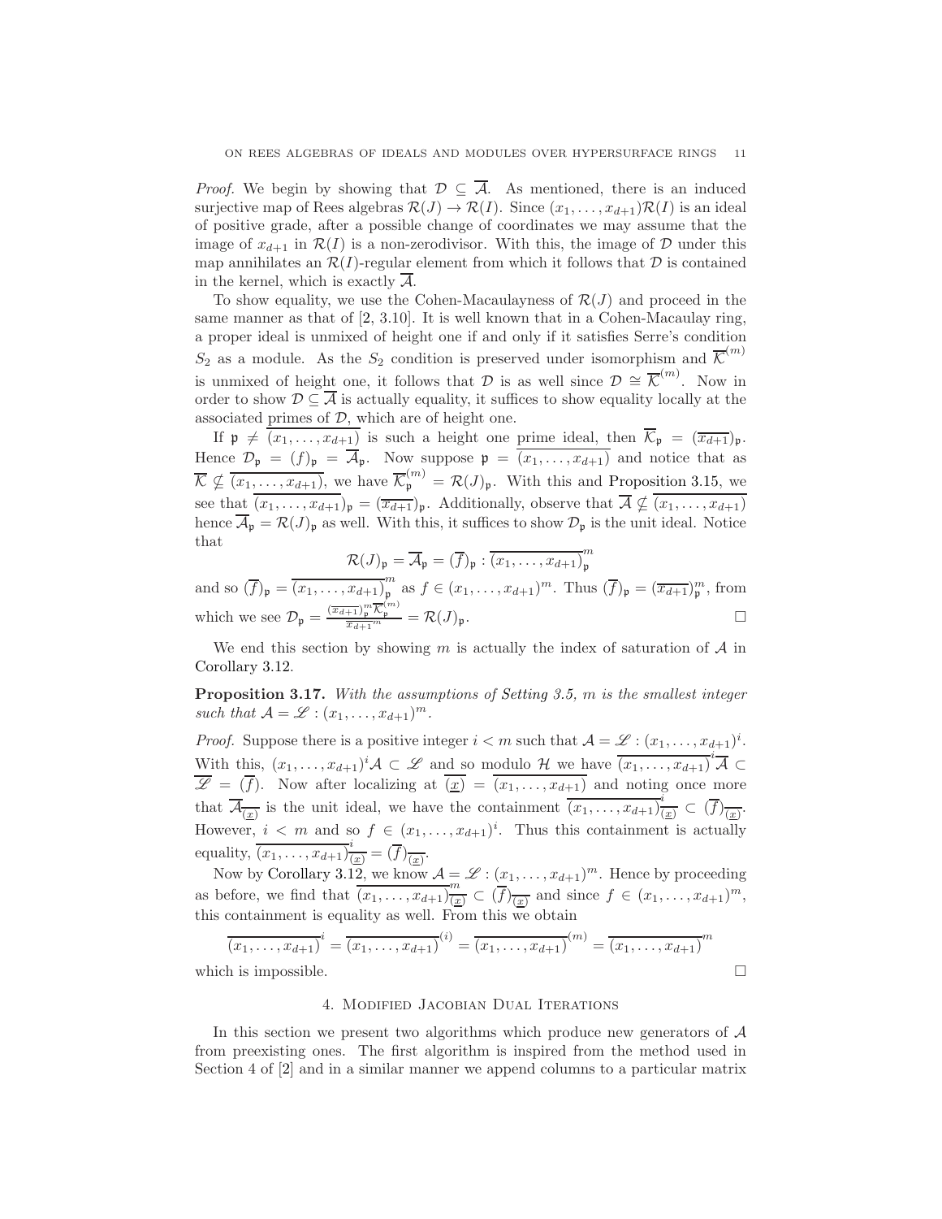*Proof.* We begin by showing that $\mathcal{D} \subseteq \overline{\mathcal{A}}$. As mentioned, there is an induced surjective map of Rees algebras $\mathcal{R}(J) \to \mathcal{R}(I)$. Since $(x_1, \ldots, x_{d+1})\mathcal{R}(I)$ is an ideal of positive grade, after a possible change of coordinates we may assume that the image of $x_{d+1}$ in $\mathcal{R}(I)$ is a non-zerodivisor. With this, the image of $\mathcal{D}$ under this map annihilates an $\mathcal{R}(I)$-regular element from which it follows that $\mathcal{D}$ is contained in the kernel, which is exactly $\overline{\mathcal{A}}$.

To show equality, we use the Cohen-Macaulayness of $\mathcal{R}(J)$ and proceed in the same manner as that of [2, 3.10]. It is well known that in a Cohen-Macaulay ring, a proper ideal is unmixed of height one if and only if it satisfies Serre's condition $S_2$ as a module. As the $S_2$ condition is preserved under isomorphism and $\overline{\mathcal{K}}^{(m)}$ is unmixed of height one, it follows that $\mathcal{D}$ is as well since $\mathcal{D} \cong \overline{\mathcal{K}}^{(m)}$. Now in order to show $\mathcal{D} \subseteq \overline{\mathcal{A}}$ is actually equality, it suffices to show equality locally at the associated primes of $\mathcal{D}$, which are of height one.

If $\mathfrak{p} \neq \overline{(x_1, \ldots, x_{d+1})}$ is such a height one prime ideal, then $\overline{\mathcal{K}}_\mathfrak{p} = (\overline{x_{d+1}})_\mathfrak{p}$. Hence $\mathcal{D}_\mathfrak{p} = (f)_\mathfrak{p} = \overline{\mathcal{A}}_\mathfrak{p}$. Now suppose $\mathfrak{p} = \overline{(x_1, \ldots, x_{d+1})}$ and notice that as $\overline{\mathcal{K}} \not\subseteq \overline{(x_1, \ldots, x_{d+1})}$, we have $\overline{\mathcal{K}}_\mathfrak{p}^{(m)} = \mathcal{R}(J)_\mathfrak{p}$. With this and Proposition 3.15, we see that $\overline{(x_1, \ldots, x_{d+1})}_\mathfrak{p} = (\overline{x_{d+1}})_\mathfrak{p}$. Additionally, observe that $\overline{\mathcal{A}} \not\subseteq \overline{(x_1, \ldots, x_{d+1})}$ hence $\overline{\mathcal{A}}_\mathfrak{p} = \mathcal{R}(J)_\mathfrak{p}$ as well. With this, it suffices to show $\mathcal{D}_\mathfrak{p}$ is the unit ideal. Notice that

$$\mathcal{R}(J)_\mathfrak{p} = \overline{\mathcal{A}}_\mathfrak{p} = (\overline{f})_\mathfrak{p} : \overline{(x_1, \ldots, x_{d+1})}_\mathfrak{p}^m$$

and so $(\overline{f})_\mathfrak{p} = \overline{(x_1, \ldots, x_{d+1})}_\mathfrak{p}^m$ as $f \in (x_1, \ldots, x_{d+1})^m$. Thus $(\overline{f})_\mathfrak{p} = (\overline{x_{d+1}})_\mathfrak{p}^m$, from which we see $\mathcal{D}_\mathfrak{p} = \frac{(\overline{x_{d+1}})_\mathfrak{p}^m \overline{\mathcal{K}}_\mathfrak{p}^{(m)}}{\overline{x_{d+1}}^m} = \mathcal{R}(J)_\mathfrak{p}$. □

We end this section by showing $m$ is actually the index of saturation of $\mathcal{A}$ in Corollary 3.12.

**Proposition 3.17.** *With the assumptions of Setting 3.5, $m$ is the smallest integer such that $\mathcal{A} = \mathscr{L} : (x_1, \ldots, x_{d+1})^m$.*

*Proof.* Suppose there is a positive integer $i < m$ such that $\mathcal{A} = \mathscr{L} : (x_1, \ldots, x_{d+1})^i$. With this, $(x_1, \ldots, x_{d+1})^i \mathcal{A} \subset \mathscr{L}$ and so modulo $\mathcal{H}$ we have $\overline{(x_1, \ldots, x_{d+1})}^i \overline{\mathcal{A}} \subset \overline{\mathscr{L}} = (\overline{f})$. Now after localizing at $\overline{(\underline{x})} = \overline{(x_1, \ldots, x_{d+1})}$ and noting once more that $\overline{\mathcal{A}}_{\overline{(\underline{x})}}$ is the unit ideal, we have the containment $\overline{(x_1, \ldots, x_{d+1})}_{\overline{(\underline{x})}}^i \subset (\overline{f})_{\overline{(\underline{x})}}$. However, $i < m$ and so $f \in (x_1, \ldots, x_{d+1})^i$. Thus this containment is actually equality, $\overline{(x_1, \ldots, x_{d+1})}_{\overline{(\underline{x})}}^i = (\overline{f})_{\overline{(\underline{x})}}$.

Now by Corollary 3.12, we know $\mathcal{A} = \mathscr{L} : (x_1, \ldots, x_{d+1})^m$. Hence by proceeding as before, we find that $\overline{(x_1, \ldots, x_{d+1})}_{\overline{(\underline{x})}}^m \subset (\overline{f})_{\overline{(\underline{x})}}$ and since $f \in (x_1, \ldots, x_{d+1})^m$, this containment is equality as well. From this we obtain

$$\overline{(x_1, \ldots, x_{d+1})}^i = \overline{(x_1, \ldots, x_{d+1})}^{(i)} = \overline{(x_1, \ldots, x_{d+1})}^{(m)} = \overline{(x_1, \ldots, x_{d+1})}^m$$

which is impossible. □

## 4. Modified Jacobian Dual Iterations

In this section we present two algorithms which produce new generators of $\mathcal{A}$ from preexisting ones. The first algorithm is inspired from the method used in Section 4 of [2] and in a similar manner we append columns to a particular matrix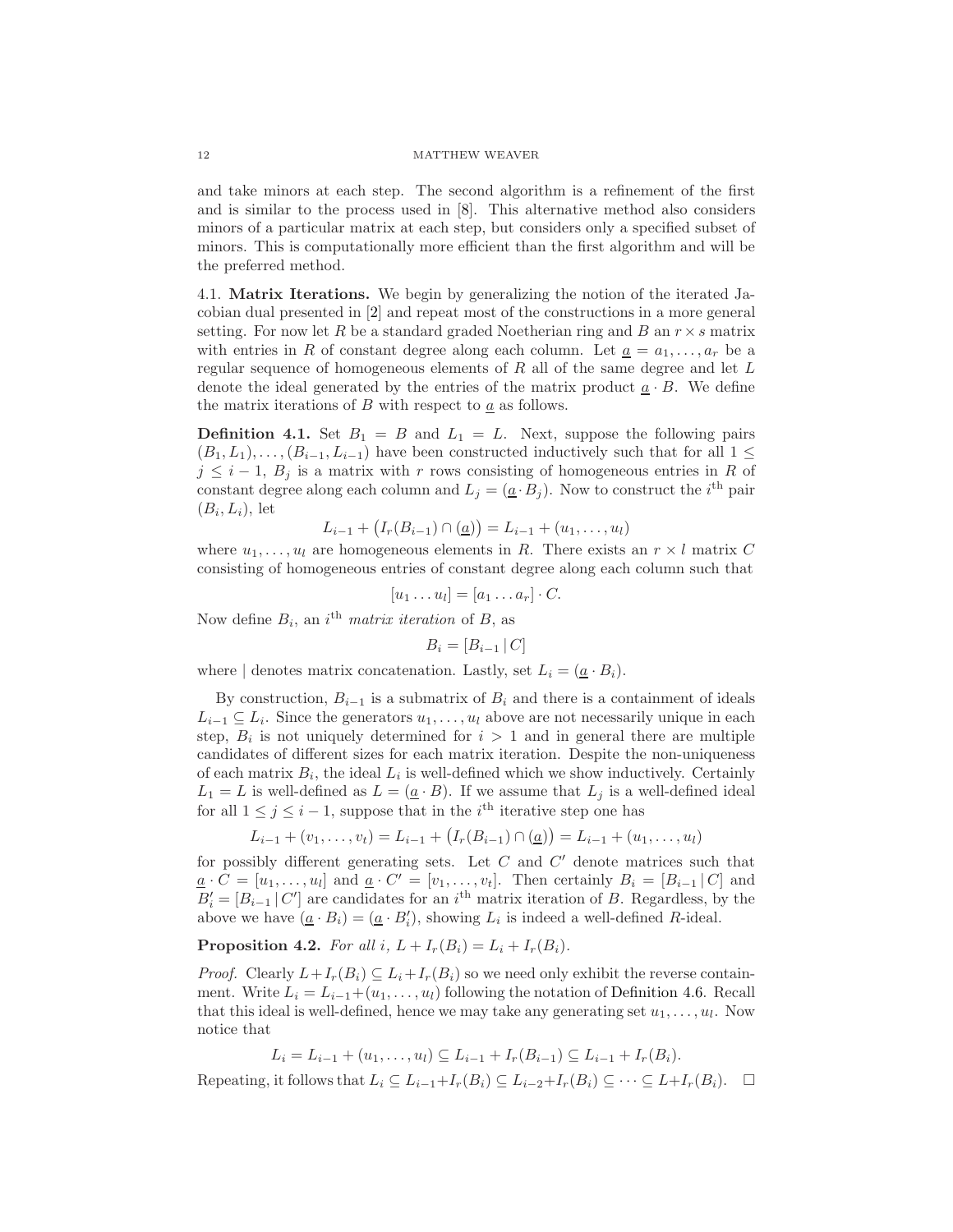and take minors at each step. The second algorithm is a refinement of the first and is similar to the process used in [8]. This alternative method also considers minors of a particular matrix at each step, but considers only a specified subset of minors. This is computationally more efficient than the first algorithm and will be the preferred method.

### 4.1. Matrix Iterations.

We begin by generalizing the notion of the iterated Jacobian dual presented in [2] and repeat most of the constructions in a more general setting. For now let $R$ be a standard graded Noetherian ring and $B$ an $r \times s$ matrix with entries in $R$ of constant degree along each column. Let $\underline{a} = a_1, \ldots, a_r$ be a regular sequence of homogeneous elements of $R$ all of the same degree and let $L$ denote the ideal generated by the entries of the matrix product $\underline{a} \cdot B$. We define the matrix iterations of $B$ with respect to $\underline{a}$ as follows.

**Definition 4.1.** Set $B_1 = B$ and $L_1 = L$. Next, suppose the following pairs $(B_1, L_1), \ldots, (B_{i-1}, L_{i-1})$ have been constructed inductively such that for all $1 \leq j \leq i-1$, $B_j$ is a matrix with $r$ rows consisting of homogeneous entries in $R$ of constant degree along each column and $L_j = (\underline{a} \cdot B_j)$. Now to construct the $i^{\text{th}}$ pair $(B_i, L_i)$, let

$$L_{i-1} + \big(I_r(B_{i-1}) \cap (\underline{a})\big) = L_{i-1} + (u_1, \ldots, u_l)$$

where $u_1, \ldots, u_l$ are homogeneous elements in $R$. There exists an $r \times l$ matrix $C$ consisting of homogeneous entries of constant degree along each column such that

$$[u_1 \ldots u_l] = [a_1 \ldots a_r] \cdot C.$$

Now define $B_i$, an $i^{\text{th}}$ *matrix iteration* of $B$, as

$$B_i = [B_{i-1} \,|\, C]$$

where | denotes matrix concatenation. Lastly, set $L_i = (\underline{a} \cdot B_i)$.

By construction, $B_{i-1}$ is a submatrix of $B_i$ and there is a containment of ideals $L_{i-1} \subseteq L_i$. Since the generators $u_1, \ldots, u_l$ above are not necessarily unique in each step, $B_i$ is not uniquely determined for $i > 1$ and in general there are multiple candidates of different sizes for each matrix iteration. Despite the non-uniqueness of each matrix $B_i$, the ideal $L_i$ is well-defined which we show inductively. Certainly $L_1 = L$ is well-defined as $L = (\underline{a} \cdot B)$. If we assume that $L_j$ is a well-defined ideal for all $1 \leq j \leq i-1$, suppose that in the $i^{\text{th}}$ iterative step one has

$$L_{i-1} + (v_1, \ldots, v_t) = L_{i-1} + \big(I_r(B_{i-1}) \cap (\underline{a})\big) = L_{i-1} + (u_1, \ldots, u_l)$$

for possibly different generating sets. Let $C$ and $C'$ denote matrices such that $\underline{a} \cdot C = [u_1, \ldots, u_l]$ and $\underline{a} \cdot C' = [v_1, \ldots, v_t]$. Then certainly $B_i = [B_{i-1} \,|\, C]$ and $B_i' = [B_{i-1} \,|\, C']$ are candidates for an $i^{\text{th}}$ matrix iteration of $B$. Regardless, by the above we have $(\underline{a} \cdot B_i) = (\underline{a} \cdot B_i')$, showing $L_i$ is indeed a well-defined $R$-ideal.

**Proposition 4.2.** *For all $i$, $L + I_r(B_i) = L_i + I_r(B_i)$.*

*Proof.* Clearly $L + I_r(B_i) \subseteq L_i + I_r(B_i)$ so we need only exhibit the reverse containment. Write $L_i = L_{i-1} + (u_1, \ldots, u_l)$ following the notation of Definition 4.6. Recall that this ideal is well-defined, hence we may take any generating set $u_1, \ldots, u_l$. Now notice that

$$L_i = L_{i-1} + (u_1, \ldots, u_l) \subseteq L_{i-1} + I_r(B_{i-1}) \subseteq L_{i-1} + I_r(B_i).$$

Repeating, it follows that $L_i \subseteq L_{i-1} + I_r(B_i) \subseteq L_{i-2} + I_r(B_i) \subseteq \cdots \subseteq L + I_r(B_i)$. $\square$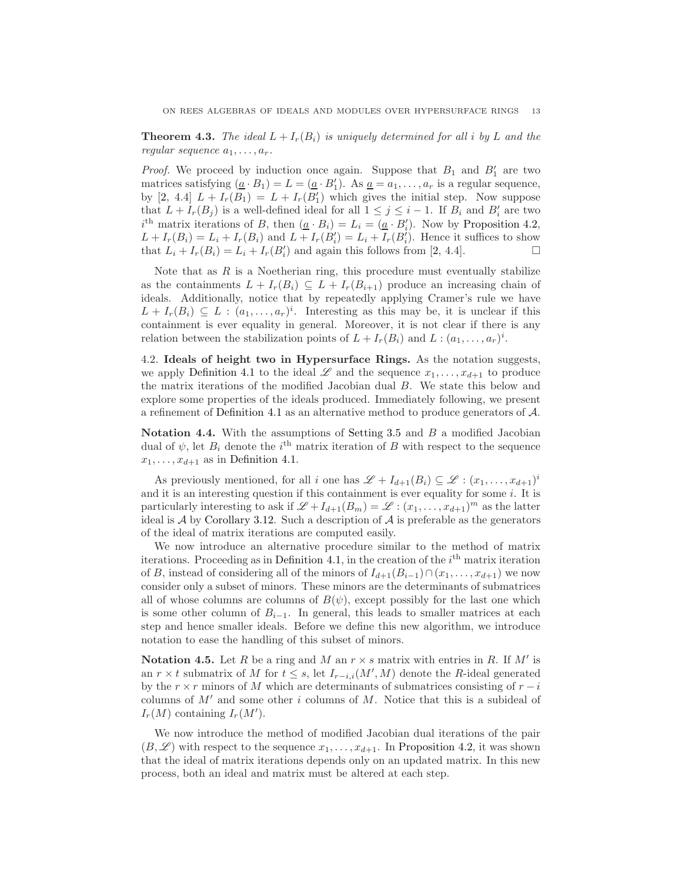**Theorem 4.3.** *The ideal $L + I_r(B_i)$ is uniquely determined for all $i$ by $L$ and the regular sequence $a_1, \ldots, a_r$.*

*Proof.* We proceed by induction once again. Suppose that $B_1$ and $B_1'$ are two matrices satisfying $(\underline{a} \cdot B_1) = L = (\underline{a} \cdot B_1')$. As $\underline{a} = a_1, \ldots, a_r$ is a regular sequence, by [2, 4.4] $L + I_r(B_1) = L + I_r(B_1')$ which gives the initial step. Now suppose that $L + I_r(B_j)$ is a well-defined ideal for all $1 \leq j \leq i-1$. If $B_i$ and $B_i'$ are two $i^{\text{th}}$ matrix iterations of $B$, then $(\underline{a} \cdot B_i) = L_i = (\underline{a} \cdot B_i')$. Now by Proposition 4.2, $L + I_r(B_i) = L_i + I_r(B_i)$ and $L + I_r(B_i') = L_i + I_r(B_i')$. Hence it suffices to show that $L_i + I_r(B_i) = L_i + I_r(B_i')$ and again this follows from [2, 4.4]. $\square$

Note that as $R$ is a Noetherian ring, this procedure must eventually stabilize as the containments $L + I_r(B_i) \subseteq L + I_r(B_{i+1})$ produce an increasing chain of ideals. Additionally, notice that by repeatedly applying Cramer's rule we have $L + I_r(B_i) \subseteq L : (a_1, \ldots, a_r)^i$. Interesting as this may be, it is unclear if this containment is ever equality in general. Moreover, it is not clear if there is any relation between the stabilization points of $L + I_r(B_i)$ and $L : (a_1, \ldots, a_r)^i$.

4.2. **Ideals of height two in Hypersurface Rings.** As the notation suggests, we apply Definition 4.1 to the ideal $\mathscr{L}$ and the sequence $x_1, \ldots, x_{d+1}$ to produce the matrix iterations of the modified Jacobian dual $B$. We state this below and explore some properties of the ideals produced. Immediately following, we present a refinement of Definition 4.1 as an alternative method to produce generators of $\mathcal{A}$.

**Notation 4.4.** With the assumptions of Setting 3.5 and $B$ a modified Jacobian dual of $\psi$, let $B_i$ denote the $i^{\text{th}}$ matrix iteration of $B$ with respect to the sequence $x_1, \ldots, x_{d+1}$ as in Definition 4.1.

As previously mentioned, for all $i$ one has $\mathscr{L} + I_{d+1}(B_i) \subseteq \mathscr{L} : (x_1, \ldots, x_{d+1})^i$ and it is an interesting question if this containment is ever equality for some $i$. It is particularly interesting to ask if $\mathscr{L} + I_{d+1}(B_m) = \mathscr{L} : (x_1, \ldots, x_{d+1})^m$ as the latter ideal is $\mathcal{A}$ by Corollary 3.12. Such a description of $\mathcal{A}$ is preferable as the generators of the ideal of matrix iterations are computed easily.

We now introduce an alternative procedure similar to the method of matrix iterations. Proceeding as in Definition 4.1, in the creation of the $i^{\text{th}}$ matrix iteration of $B$, instead of considering all of the minors of $I_{d+1}(B_{i-1}) \cap (x_1, \ldots, x_{d+1})$ we now consider only a subset of minors. These minors are the determinants of submatrices all of whose columns are columns of $B(\psi)$, except possibly for the last one which is some other column of $B_{i-1}$. In general, this leads to smaller matrices at each step and hence smaller ideals. Before we define this new algorithm, we introduce notation to ease the handling of this subset of minors.

**Notation 4.5.** Let $R$ be a ring and $M$ an $r \times s$ matrix with entries in $R$. If $M'$ is an $r \times t$ submatrix of $M$ for $t \leq s$, let $I_{r-i,i}(M', M)$ denote the $R$-ideal generated by the $r \times r$ minors of $M$ which are determinants of submatrices consisting of $r - i$ columns of $M'$ and some other $i$ columns of $M$. Notice that this is a subideal of $I_r(M)$ containing $I_r(M')$.

We now introduce the method of modified Jacobian dual iterations of the pair $(B, \mathscr{L})$ with respect to the sequence $x_1, \ldots, x_{d+1}$. In Proposition 4.2, it was shown that the ideal of matrix iterations depends only on an updated matrix. In this new process, both an ideal and matrix must be altered at each step.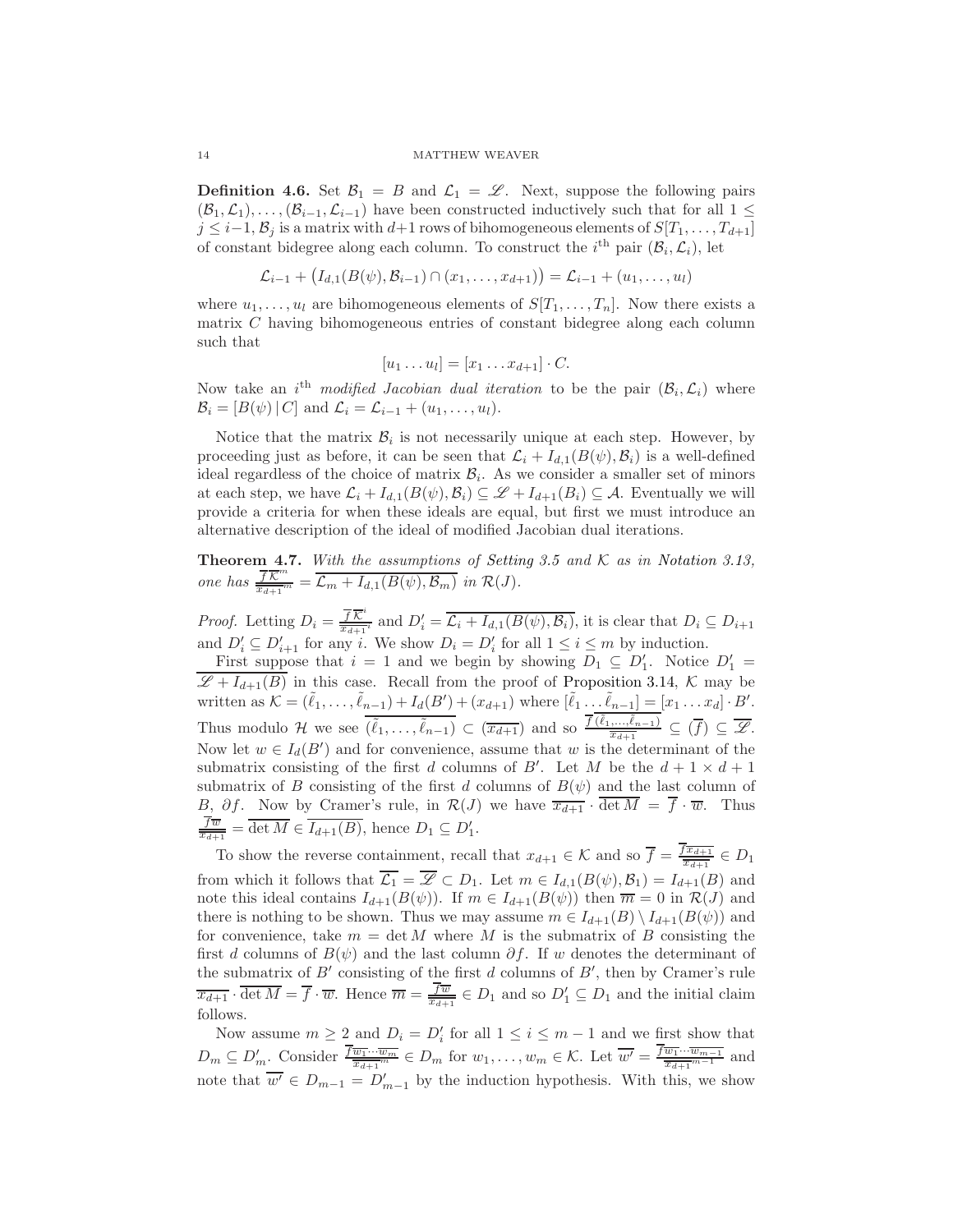**Definition 4.6.** Set $\mathcal{B}_1 = B$ and $\mathcal{L}_1 = \mathscr{L}$. Next, suppose the following pairs $(\mathcal{B}_1, \mathcal{L}_1), \ldots, (\mathcal{B}_{i-1}, \mathcal{L}_{i-1})$ have been constructed inductively such that for all $1 \leq j \leq i-1$, $\mathcal{B}_j$ is a matrix with $d+1$ rows of bihomogeneous elements of $S[T_1, \ldots, T_{d+1}]$ of constant bidegree along each column. To construct the $i^{\text{th}}$ pair $(\mathcal{B}_i, \mathcal{L}_i)$, let

$$\mathcal{L}_{i-1} + \big(I_{d,1}(B(\psi), \mathcal{B}_{i-1}) \cap (x_1, \ldots, x_{d+1})\big) = \mathcal{L}_{i-1} + (u_1, \ldots, u_l)$$

where $u_1, \ldots, u_l$ are bihomogeneous elements of $S[T_1, \ldots, T_n]$. Now there exists a matrix $C$ having bihomogeneous entries of constant bidegree along each column such that

$$[u_1 \ldots u_l] = [x_1 \ldots x_{d+1}] \cdot C.$$

Now take an $i^{\text{th}}$ *modified Jacobian dual iteration* to be the pair $(\mathcal{B}_i, \mathcal{L}_i)$ where $\mathcal{B}_i = [B(\psi) \,|\, C]$ and $\mathcal{L}_i = \mathcal{L}_{i-1} + (u_1, \ldots, u_l)$.

Notice that the matrix $\mathcal{B}_i$ is not necessarily unique at each step. However, by proceeding just as before, it can be seen that $\mathcal{L}_i + I_{d,1}(B(\psi), \mathcal{B}_i)$ is a well-defined ideal regardless of the choice of matrix $\mathcal{B}_i$. As we consider a smaller set of minors at each step, we have $\mathcal{L}_i + I_{d,1}(B(\psi), \mathcal{B}_i) \subseteq \mathscr{L} + I_{d+1}(B_i) \subseteq \mathcal{A}$. Eventually we will provide a criteria for when these ideals are equal, but first we must introduce an alternative description of the ideal of modified Jacobian dual iterations.

**Theorem 4.7.** *With the assumptions of Setting 3.5 and $\mathcal{K}$ as in Notation 3.13, one has $\frac{\overline{f}\,\overline{\mathcal{K}}^m}{\overline{x_{d+1}}^m} = \overline{\mathcal{L}_m + I_{d,1}(B(\psi), \mathcal{B}_m)}$ in $\mathcal{R}(J)$.*

*Proof.* Letting $D_i = \frac{\overline{f}\,\overline{\mathcal{K}}^i}{\overline{x_{d+1}}^i}$ and $D_i' = \overline{\mathcal{L}_i + I_{d,1}(B(\psi), \mathcal{B}_i)}$, it is clear that $D_i \subseteq D_{i+1}$ and $D_i' \subseteq D_{i+1}'$ for any $i$. We show $D_i = D_i'$ for all $1 \leq i \leq m$ by induction.

First suppose that $i = 1$ and we begin by showing $D_1 \subseteq D_1'$. Notice $D_1' = \overline{\mathscr{L} + I_{d+1}(B)}$ in this case. Recall from the proof of Proposition 3.14, $\mathcal{K}$ may be written as $\mathcal{K} = (\tilde{\ell}_1, \ldots, \tilde{\ell}_{n-1}) + I_d(B') + (x_{d+1})$ where $[\tilde{\ell}_1 \ldots \tilde{\ell}_{n-1}] = [x_1 \ldots x_d] \cdot B'$. Thus modulo $\mathcal{H}$ we see $\overline{(\tilde{\ell}_1, \ldots, \tilde{\ell}_{n-1})} \subset (\overline{x_{d+1}})$ and so $\frac{\overline{f}\,\overline{(\tilde{\ell}_1, \ldots, \tilde{\ell}_{n-1})}}{\overline{x_{d+1}}} \subseteq (\overline{f}) \subseteq \overline{\mathscr{L}}$. Now let $w \in I_d(B')$ and for convenience, assume that $w$ is the determinant of the submatrix consisting of the first $d$ columns of $B'$. Let $M$ be the $d+1 \times d+1$ submatrix of $B$ consisting of the first $d$ columns of $B(\psi)$ and the last column of $B$, $\partial f$. Now by Cramer's rule, in $\mathcal{R}(J)$ we have $\overline{x_{d+1}} \cdot \overline{\det M} = \overline{f} \cdot \overline{w}$. Thus $\frac{\overline{f}\,\overline{w}}{\overline{x_{d+1}}} = \overline{\det M} \in \overline{I_{d+1}(B)}$, hence $D_1 \subseteq D_1'$.

To show the reverse containment, recall that $x_{d+1} \in \mathcal{K}$ and so $\overline{f} = \frac{\overline{f}\,\overline{x_{d+1}}}{\overline{x_{d+1}}} \in D_1$ from which it follows that $\overline{\mathcal{L}_1} = \overline{\mathscr{L}} \subset D_1$. Let $m \in I_{d,1}(B(\psi), \mathcal{B}_1) = I_{d+1}(B)$ and note this ideal contains $I_{d+1}(B(\psi))$. If $m \in I_{d+1}(B(\psi))$ then $\overline{m} = 0$ in $\mathcal{R}(J)$ and there is nothing to be shown. Thus we may assume $m \in I_{d+1}(B) \setminus I_{d+1}(B(\psi))$ and for convenience, take $m = \det M$ where $M$ is the submatrix of $B$ consisting the first $d$ columns of $B(\psi)$ and the last column $\partial f$. If $w$ denotes the determinant of the submatrix of $B'$ consisting of the first $d$ columns of $B'$, then by Cramer's rule $\overline{x_{d+1}} \cdot \overline{\det M} = \overline{f} \cdot \overline{w}$. Hence $\overline{m} = \frac{\overline{f}\,\overline{w}}{\overline{x_{d+1}}} \in D_1$ and so $D_1' \subseteq D_1$ and the initial claim follows.

Now assume $m \geq 2$ and $D_i = D_i'$ for all $1 \leq i \leq m-1$ and we first show that $D_m \subseteq D_m'$. Consider $\frac{\overline{f}\,\overline{w_1} \cdots \overline{w_m}}{\overline{x_{d+1}}^m} \in D_m$ for $w_1, \ldots, w_m \in \mathcal{K}$. Let $\overline{w'} = \frac{\overline{f}\,\overline{w_1} \cdots \overline{w_{m-1}}}{\overline{x_{d+1}}^{m-1}}$ and note that $\overline{w'} \in D_{m-1} = D_{m-1}'$ by the induction hypothesis. With this, we show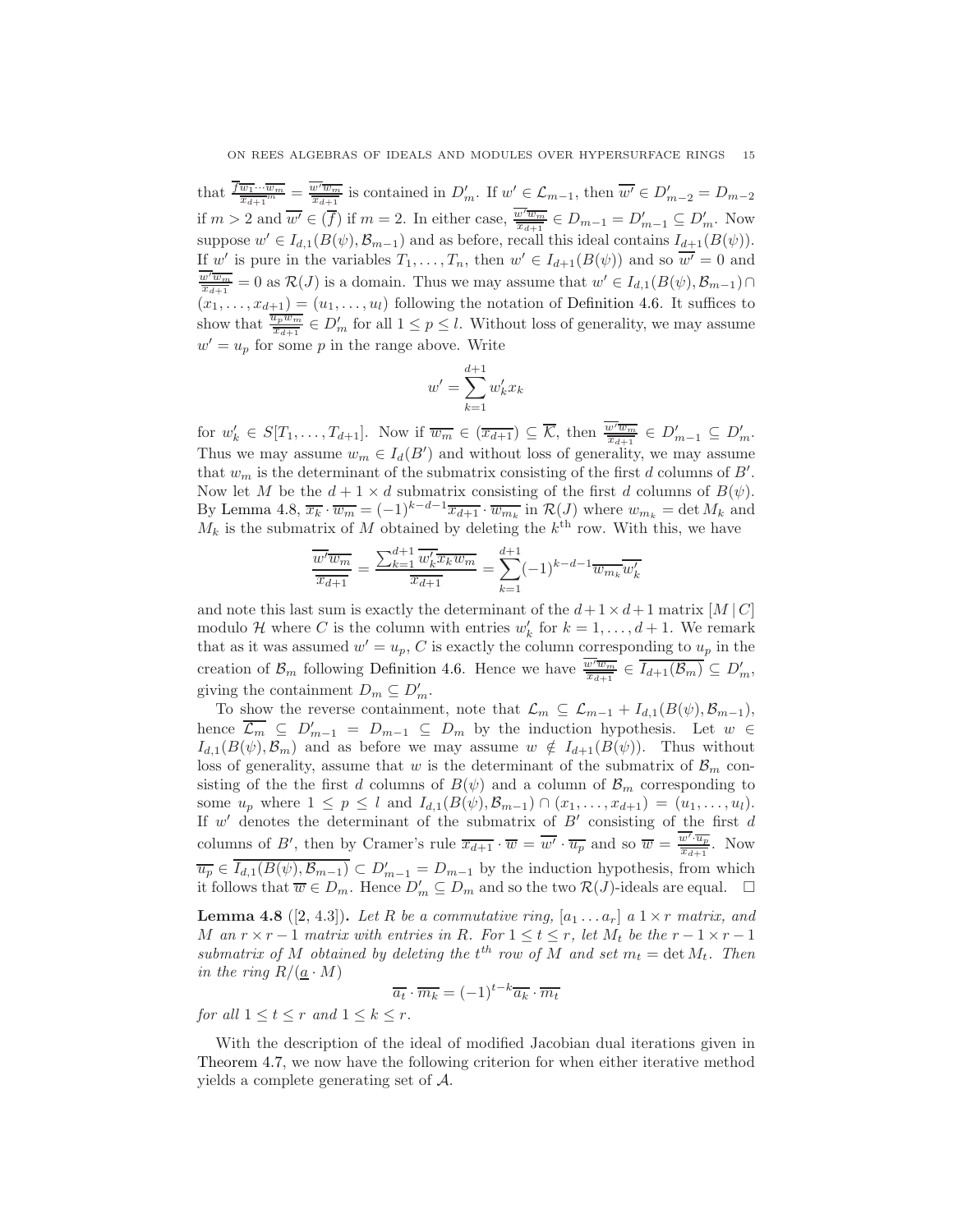that $\frac{\overline{f w_1 \cdots w_m}}{\overline{x_{d+1}}^m} = \frac{\overline{w'}\overline{w_m}}{\overline{x_{d+1}}}$ is contained in $D'_m$. If $w' \in \mathcal{L}_{m-1}$, then $\overline{w'} \in D'_{m-2} = D_{m-2}$ if $m > 2$ and $\overline{w'} \in (\overline{f})$ if $m = 2$. In either case, $\frac{\overline{w'}\overline{w_m}}{\overline{x_{d+1}}} \in D_{m-1} = D'_{m-1} \subseteq D'_m$. Now suppose $w' \in I_{d,1}(B(\psi), \mathcal{B}_{m-1})$ and as before, recall this ideal contains $I_{d+1}(B(\psi))$. If $w'$ is pure in the variables $T_1, \ldots, T_n$, then $w' \in I_{d+1}(B(\psi))$ and so $\overline{w'} = 0$ and $\frac{\overline{w'}\overline{w_m}}{\overline{x_{d+1}}} = 0$ as $\mathcal{R}(J)$ is a domain. Thus we may assume that $w' \in I_{d,1}(B(\psi), \mathcal{B}_{m-1}) \cap (x_1, \ldots, x_{d+1}) = (u_1, \ldots, u_l)$ following the notation of Definition 4.6. It suffices to show that $\frac{\overline{u_p}\overline{w_m}}{\overline{x_{d+1}}} \in D'_m$ for all $1 \leq p \leq l$. Without loss of generality, we may assume $w' = u_p$ for some $p$ in the range above. Write

$$w' = \sum_{k=1}^{d+1} w'_k x_k$$

for $w'_k \in S[T_1, \ldots, T_{d+1}]$. Now if $\overline{w_m} \in (\overline{x_{d+1}}) \subseteq \overline{\mathcal{K}}$, then $\frac{\overline{w'}\overline{w_m}}{\overline{x_{d+1}}} \in D'_{m-1} \subseteq D'_m$. Thus we may assume $w_m \in I_d(B')$ and without loss of generality, we may assume that $w_m$ is the determinant of the submatrix consisting of the first $d$ columns of $B'$. Now let $M$ be the $d+1 \times d$ submatrix consisting of the first $d$ columns of $B(\psi)$. By Lemma 4.8, $\overline{x_k} \cdot \overline{w_m} = (-1)^{k-d-1}\overline{x_{d+1}} \cdot \overline{w_{m_k}}$ in $\mathcal{R}(J)$ where $w_{m_k} = \det M_k$ and $M_k$ is the submatrix of $M$ obtained by deleting the $k^{\text{th}}$ row. With this, we have

$$\frac{\overline{w'}\overline{w_m}}{\overline{x_{d+1}}} = \frac{\sum_{k=1}^{d+1} \overline{w'_k}\overline{x_k w_m}}{\overline{x_{d+1}}} = \sum_{k=1}^{d+1} (-1)^{k-d-1} \overline{w_{m_k}}\overline{w'_k}$$

and note this last sum is exactly the determinant of the $d+1 \times d+1$ matrix $[M \,|\, C]$ modulo $\mathcal{H}$ where $C$ is the column with entries $w'_k$ for $k = 1, \ldots, d+1$. We remark that as it was assumed $w' = u_p$, $C$ is exactly the column corresponding to $u_p$ in the creation of $\mathcal{B}_m$ following Definition 4.6. Hence we have $\frac{\overline{w'}\overline{w_m}}{\overline{x_{d+1}}} \in \overline{I_{d+1}(\mathcal{B}_m)} \subseteq D'_m$, giving the containment $D_m \subseteq D'_m$.

To show the reverse containment, note that $\mathcal{L}_m \subseteq \mathcal{L}_{m-1} + I_{d,1}(B(\psi), \mathcal{B}_{m-1})$, hence $\overline{\mathcal{L}_m} \subseteq D'_{m-1} = D_{m-1} \subseteq D_m$ by the induction hypothesis. Let $w \in I_{d,1}(B(\psi), \mathcal{B}_m)$ and as before we may assume $w \notin I_{d+1}(B(\psi))$. Thus without loss of generality, assume that $w$ is the determinant of the submatrix of $\mathcal{B}_m$ consisting of the the first $d$ columns of $B(\psi)$ and a column of $\mathcal{B}_m$ corresponding to some $u_p$ where $1 \leq p \leq l$ and $I_{d,1}(B(\psi), \mathcal{B}_{m-1}) \cap (x_1, \ldots, x_{d+1}) = (u_1, \ldots, u_l)$. If $w'$ denotes the determinant of the submatrix of $B'$ consisting of the first $d$ columns of $B'$, then by Cramer's rule $\overline{x_{d+1}} \cdot \overline{w} = \overline{w'} \cdot \overline{u_p}$ and so $\overline{w} = \frac{\overline{w'} \cdot \overline{u_p}}{\overline{x_{d+1}}}$. Now $\overline{u_p} \in \overline{I_{d,1}(B(\psi), \mathcal{B}_{m-1})} \subset D'_{m-1} = D_{m-1}$ by the induction hypothesis, from which it follows that $\overline{w} \in D_m$. Hence $D'_m \subseteq D_m$ and so the two $\mathcal{R}(J)$-ideals are equal. $\square$

**Lemma 4.8** ([2, 4.3]). *Let $R$ be a commutative ring, $[a_1 \ldots a_r]$ a $1 \times r$ matrix, and $M$ an $r \times r-1$ matrix with entries in $R$. For $1 \leq t \leq r$, let $M_t$ be the $r-1 \times r-1$ submatrix of $M$ obtained by deleting the $t^{th}$ row of $M$ and set $m_t = \det M_t$. Then in the ring $R/(\underline{a} \cdot M)$*

$$\overline{a_t} \cdot \overline{m_k} = (-1)^{t-k} \overline{a_k} \cdot \overline{m_t}$$

*for all $1 \leq t \leq r$ and $1 \leq k \leq r$.*

With the description of the ideal of modified Jacobian dual iterations given in Theorem 4.7, we now have the following criterion for when either iterative method yields a complete generating set of $\mathcal{A}$.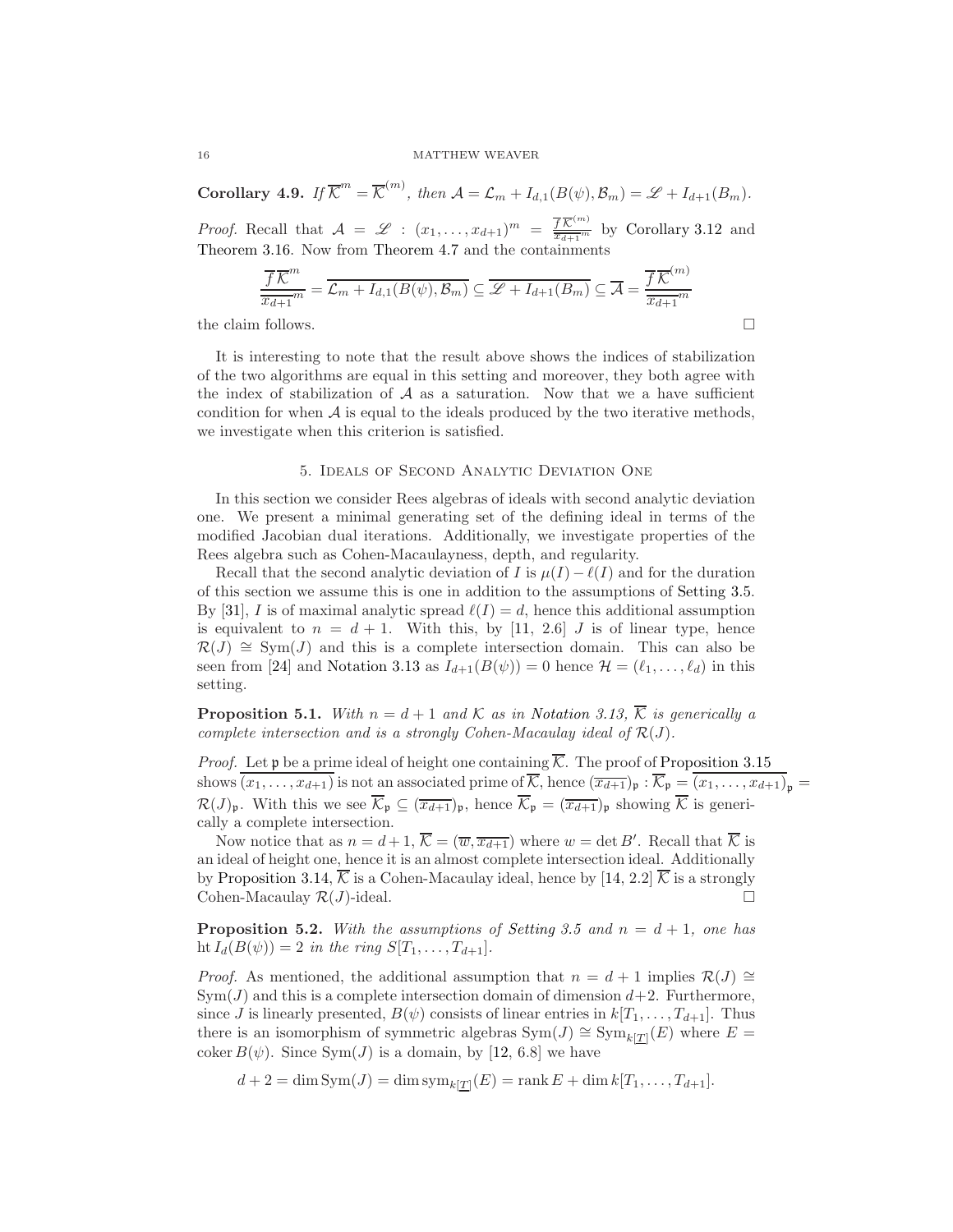**Corollary 4.9.** *If $\overline{\mathcal{K}}^m = \overline{\mathcal{K}}^{(m)}$, then $\mathcal{A} = \mathcal{L}_m + I_{d,1}(B(\psi), \mathcal{B}_m) = \mathscr{L} + I_{d+1}(B_m)$.*

*Proof.* Recall that $\mathcal{A} = \mathscr{L} : (x_1, \ldots, x_{d+1})^m = \frac{\overline{f}\,\overline{\mathcal{K}}^{(m)}}{\overline{x_{d+1}}^m}$ by Corollary 3.12 and Theorem 3.16. Now from Theorem 4.7 and the containments

$$\frac{\overline{f}\,\overline{\mathcal{K}}^m}{\overline{x_{d+1}}^m} = \overline{\mathcal{L}_m + I_{d,1}(B(\psi), \mathcal{B}_m)} \subseteq \overline{\mathscr{L} + I_{d+1}(B_m)} \subseteq \overline{\mathcal{A}} = \frac{\overline{f}\,\overline{\mathcal{K}}^{(m)}}{\overline{x_{d+1}}^m}$$

the claim follows. $\square$

It is interesting to note that the result above shows the indices of stabilization of the two algorithms are equal in this setting and moreover, they both agree with the index of stabilization of $\mathcal{A}$ as a saturation. Now that we a have sufficient condition for when $\mathcal{A}$ is equal to the ideals produced by the two iterative methods, we investigate when this criterion is satisfied.

## 5. Ideals of Second Analytic Deviation One

In this section we consider Rees algebras of ideals with second analytic deviation one. We present a minimal generating set of the defining ideal in terms of the modified Jacobian dual iterations. Additionally, we investigate properties of the Rees algebra such as Cohen-Macaulayness, depth, and regularity.

Recall that the second analytic deviation of $I$ is $\mu(I) - \ell(I)$ and for the duration of this section we assume this is one in addition to the assumptions of Setting 3.5. By [31], $I$ is of maximal analytic spread $\ell(I) = d$, hence this additional assumption is equivalent to $n = d+1$. With this, by [11, 2.6] $J$ is of linear type, hence $\mathcal{R}(J) \cong \mathrm{Sym}(J)$ and this is a complete intersection domain. This can also be seen from [24] and Notation 3.13 as $I_{d+1}(B(\psi)) = 0$ hence $\mathcal{H} = (\ell_1, \ldots, \ell_d)$ in this setting.

**Proposition 5.1.** *With $n = d+1$ and $\mathcal{K}$ as in Notation 3.13, $\overline{\mathcal{K}}$ is generically a complete intersection and is a strongly Cohen-Macaulay ideal of $\mathcal{R}(J)$.*

*Proof.* Let $\mathfrak{p}$ be a prime ideal of height one containing $\overline{\mathcal{K}}$. The proof of Proposition 3.15 shows $\overline{(x_1, \ldots, x_{d+1})}$ is not an associated prime of $\overline{\mathcal{K}}$, hence $(\overline{x_{d+1}})_\mathfrak{p} : \overline{\mathcal{K}}_\mathfrak{p} = \overline{(x_1, \ldots, x_{d+1})}_\mathfrak{p} = \mathcal{R}(J)_\mathfrak{p}$. With this we see $\overline{\mathcal{K}}_\mathfrak{p} \subseteq (\overline{x_{d+1}})_\mathfrak{p}$, hence $\overline{\mathcal{K}}_\mathfrak{p} = (\overline{x_{d+1}})_\mathfrak{p}$ showing $\overline{\mathcal{K}}$ is generically a complete intersection.

Now notice that as $n = d+1$, $\overline{\mathcal{K}} = (\overline{w}, \overline{x_{d+1}})$ where $w = \det B'$. Recall that $\overline{\mathcal{K}}$ is an ideal of height one, hence it is an almost complete intersection ideal. Additionally by Proposition 3.14, $\overline{\mathcal{K}}$ is a Cohen-Macaulay ideal, hence by [14, 2.2] $\overline{\mathcal{K}}$ is a strongly Cohen-Macaulay $\mathcal{R}(J)$-ideal. $\square$

**Proposition 5.2.** *With the assumptions of Setting 3.5 and $n = d+1$, one has $\operatorname{ht} I_d(B(\psi)) = 2$ in the ring $S[T_1, \ldots, T_{d+1}]$.*

*Proof.* As mentioned, the additional assumption that $n = d+1$ implies $\mathcal{R}(J) \cong \mathrm{Sym}(J)$ and this is a complete intersection domain of dimension $d+2$. Furthermore, since $J$ is linearly presented, $B(\psi)$ consists of linear entries in $k[T_1, \ldots, T_{d+1}]$. Thus there is an isomorphism of symmetric algebras $\mathrm{Sym}(J) \cong \mathrm{Sym}_{k[\underline{T}]}(E)$ where $E = \operatorname{coker} B(\psi)$. Since $\mathrm{Sym}(J)$ is a domain, by [12, 6.8] we have

$$d+2 = \dim \mathrm{Sym}(J) = \dim \mathrm{sym}_{k[\underline{T}]}(E) = \operatorname{rank} E + \dim k[T_1, \ldots, T_{d+1}].$$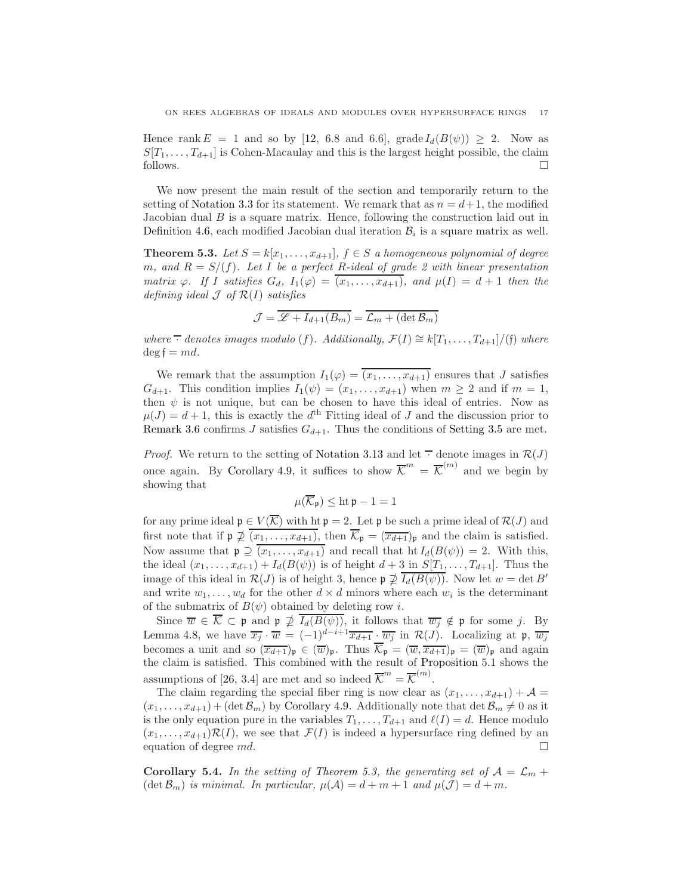Hence $\operatorname{rank} E = 1$ and so by [12, 6.8 and 6.6], $\operatorname{grade} I_d(B(\psi)) \geq 2$. Now as $S[T_1, \ldots, T_{d+1}]$ is Cohen-Macaulay and this is the largest height possible, the claim follows. □

We now present the main result of the section and temporarily return to the setting of Notation 3.3 for its statement. We remark that as $n = d+1$, the modified Jacobian dual $B$ is a square matrix. Hence, following the construction laid out in Definition 4.6, each modified Jacobian dual iteration $\mathcal{B}_i$ is a square matrix as well.

**Theorem 5.3.** *Let $S = k[x_1, \ldots, x_{d+1}]$, $f \in S$ a homogeneous polynomial of degree $m$, and $R = S/(f)$. Let $I$ be a perfect $R$-ideal of grade 2 with linear presentation matrix $\varphi$. If $I$ satisfies $G_d$, $I_1(\varphi) = \overline{(x_1, \ldots, x_{d+1})}$, and $\mu(I) = d+1$ then the defining ideal $\mathcal{J}$ of $\mathcal{R}(I)$ satisfies*

$$\mathcal{J} = \overline{\mathscr{L} + I_{d+1}(B_m)} = \overline{\mathcal{L}_m + (\det \mathcal{B}_m)}$$

*where $\overline{\cdot}$ denotes images modulo $(f)$. Additionally, $\mathcal{F}(I) \cong k[T_1, \ldots, T_{d+1}]/(\mathfrak{f})$ where $\deg \mathfrak{f} = md$.*

We remark that the assumption $I_1(\varphi) = \overline{(x_1, \ldots, x_{d+1})}$ ensures that $J$ satisfies $G_{d+1}$. This condition implies $I_1(\psi) = (x_1, \ldots, x_{d+1})$ when $m \geq 2$ and if $m = 1$, then $\psi$ is not unique, but can be chosen to have this ideal of entries. Now as $\mu(J) = d+1$, this is exactly the $d^{\text{th}}$ Fitting ideal of $J$ and the discussion prior to Remark 3.6 confirms $J$ satisfies $G_{d+1}$. Thus the conditions of Setting 3.5 are met.

*Proof.* We return to the setting of Notation 3.13 and let $\overline{\cdot}$ denote images in $\mathcal{R}(J)$ once again. By Corollary 4.9, it suffices to show $\overline{\mathcal{K}}^m = \overline{\mathcal{K}}^{(m)}$ and we begin by showing that

$$\mu(\overline{\mathcal{K}}_\mathfrak{p}) \leq \operatorname{ht} \mathfrak{p} - 1 = 1$$

for any prime ideal $\mathfrak{p} \in V(\overline{\mathcal{K}})$ with $\operatorname{ht} \mathfrak{p} = 2$. Let $\mathfrak{p}$ be such a prime ideal of $\mathcal{R}(J)$ and first note that if $\mathfrak{p} \not\supseteq \overline{(x_1, \ldots, x_{d+1})}$, then $\overline{\mathcal{K}}_\mathfrak{p} = (\overline{x_{d+1}})_\mathfrak{p}$ and the claim is satisfied. Now assume that $\mathfrak{p} \supseteq \overline{(x_1, \ldots, x_{d+1})}$ and recall that $\operatorname{ht} I_d(B(\psi)) = 2$. With this, the ideal $(x_1, \ldots, x_{d+1}) + I_d(B(\psi))$ is of height $d+3$ in $S[T_1, \ldots, T_{d+1}]$. Thus the image of this ideal in $\mathcal{R}(J)$ is of height 3, hence $\mathfrak{p} \not\supseteq \overline{I_d(B(\psi))}$. Now let $w = \det B'$ and write $w_1, \ldots, w_d$ for the other $d \times d$ minors where each $w_i$ is the determinant of the submatrix of $B(\psi)$ obtained by deleting row $i$.

Since $\overline{w} \in \overline{\mathcal{K}} \subset \mathfrak{p}$ and $\mathfrak{p} \not\supseteq \overline{I_d(B(\psi))}$, it follows that $\overline{w_j} \notin \mathfrak{p}$ for some $j$. By Lemma 4.8, we have $\overline{x_j} \cdot \overline{w} = (-1)^{d-i+1} \overline{x_{d+1}} \cdot \overline{w_j}$ in $\mathcal{R}(J)$. Localizing at $\mathfrak{p}$, $\overline{w_j}$ becomes a unit and so $(\overline{x_{d+1}})_\mathfrak{p} \in (\overline{w})_\mathfrak{p}$. Thus $\overline{\mathcal{K}}_\mathfrak{p} = (\overline{w}, \overline{x_{d+1}})_\mathfrak{p} = (\overline{w})_\mathfrak{p}$ and again the claim is satisfied. This combined with the result of Proposition 5.1 shows the assumptions of [26, 3.4] are met and so indeed $\overline{\mathcal{K}}^m = \overline{\mathcal{K}}^{(m)}$.

The claim regarding the special fiber ring is now clear as $(x_1, \ldots, x_{d+1}) + \mathcal{A} = (x_1, \ldots, x_{d+1}) + (\det \mathcal{B}_m)$ by Corollary 4.9. Additionally note that $\det \mathcal{B}_m \neq 0$ as it is the only equation pure in the variables $T_1, \ldots, T_{d+1}$ and $\ell(I) = d$. Hence modulo $(x_1, \ldots, x_{d+1})\mathcal{R}(I)$, we see that $\mathcal{F}(I)$ is indeed a hypersurface ring defined by an equation of degree $md$. □

**Corollary 5.4.** *In the setting of Theorem 5.3, the generating set of $\mathcal{A} = \mathcal{L}_m + (\det \mathcal{B}_m)$ is minimal. In particular, $\mu(\mathcal{A}) = d+m+1$ and $\mu(\mathcal{J}) = d+m$.*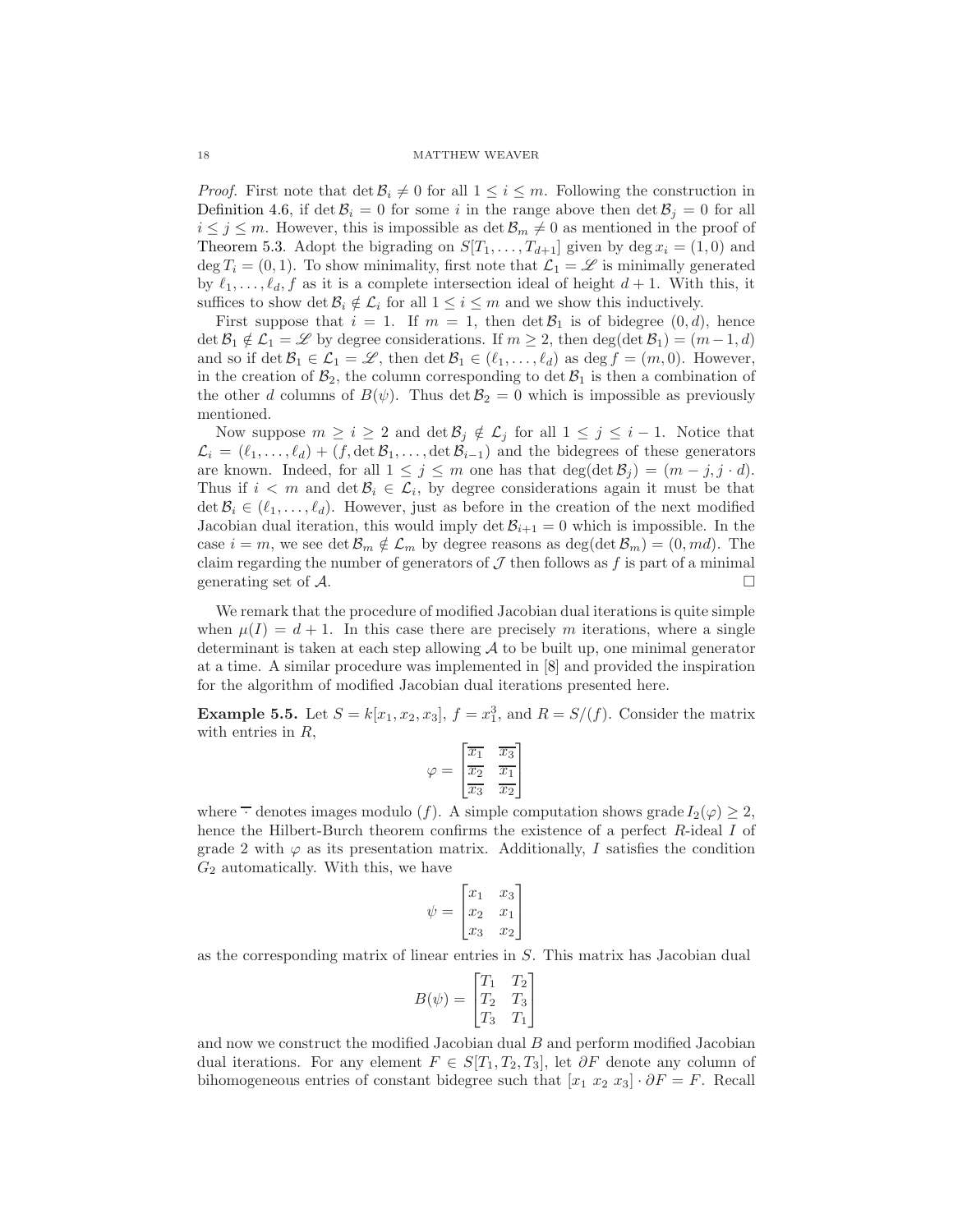*Proof.* First note that $\det \mathcal{B}_i \neq 0$ for all $1 \leq i \leq m$. Following the construction in Definition 4.6, if $\det \mathcal{B}_i = 0$ for some $i$ in the range above then $\det \mathcal{B}_j = 0$ for all $i \leq j \leq m$. However, this is impossible as $\det \mathcal{B}_m \neq 0$ as mentioned in the proof of Theorem 5.3. Adopt the bigrading on $S[T_1, \ldots, T_{d+1}]$ given by $\deg x_i = (1, 0)$ and $\deg T_i = (0, 1)$. To show minimality, first note that $\mathcal{L}_1 = \mathscr{L}$ is minimally generated by $\ell_1, \ldots, \ell_d, f$ as it is a complete intersection ideal of height $d + 1$. With this, it suffices to show $\det \mathcal{B}_i \notin \mathcal{L}_i$ for all $1 \leq i \leq m$ and we show this inductively.

First suppose that $i = 1$. If $m = 1$, then $\det \mathcal{B}_1$ is of bidegree $(0, d)$, hence $\det \mathcal{B}_1 \notin \mathcal{L}_1 = \mathscr{L}$ by degree considerations. If $m \geq 2$, then $\deg(\det \mathcal{B}_1) = (m - 1, d)$ and so if $\det \mathcal{B}_1 \in \mathcal{L}_1 = \mathscr{L}$, then $\det \mathcal{B}_1 \in (\ell_1, \ldots, \ell_d)$ as $\deg f = (m, 0)$. However, in the creation of $\mathcal{B}_2$, the column corresponding to $\det \mathcal{B}_1$ is then a combination of the other $d$ columns of $B(\psi)$. Thus $\det \mathcal{B}_2 = 0$ which is impossible as previously mentioned.

Now suppose $m \geq i \geq 2$ and $\det \mathcal{B}_j \notin \mathcal{L}_j$ for all $1 \leq j \leq i - 1$. Notice that $\mathcal{L}_i = (\ell_1, \ldots, \ell_d) + (f, \det \mathcal{B}_1, \ldots, \det \mathcal{B}_{i-1})$ and the bidegrees of these generators are known. Indeed, for all $1 \leq j \leq m$ one has that $\deg(\det \mathcal{B}_j) = (m - j, j \cdot d)$. Thus if $i < m$ and $\det \mathcal{B}_i \in \mathcal{L}_i$, by degree considerations again it must be that $\det \mathcal{B}_i \in (\ell_1, \ldots, \ell_d)$. However, just as before in the creation of the next modified Jacobian dual iteration, this would imply $\det \mathcal{B}_{i+1} = 0$ which is impossible. In the case $i = m$, we see $\det \mathcal{B}_m \notin \mathcal{L}_m$ by degree reasons as $\deg(\det \mathcal{B}_m) = (0, md)$. The claim regarding the number of generators of $\mathcal{J}$ then follows as $f$ is part of a minimal generating set of $\mathcal{A}$. $\square$

We remark that the procedure of modified Jacobian dual iterations is quite simple when $\mu(I) = d + 1$. In this case there are precisely $m$ iterations, where a single determinant is taken at each step allowing $\mathcal{A}$ to be built up, one minimal generator at a time. A similar procedure was implemented in [8] and provided the inspiration for the algorithm of modified Jacobian dual iterations presented here.

**Example 5.5.** Let $S = k[x_1, x_2, x_3]$, $f = x_1^3$, and $R = S/(f)$. Consider the matrix with entries in $R$,

$$\varphi = \begin{bmatrix} \overline{x_1} & \overline{x_3} \\ \overline{x_2} & \overline{x_1} \\ \overline{x_3} & \overline{x_2} \end{bmatrix}$$

where $\overline{\cdot}$ denotes images modulo $(f)$. A simple computation shows grade $I_2(\varphi) \geq 2$, hence the Hilbert-Burch theorem confirms the existence of a perfect $R$-ideal $I$ of grade 2 with $\varphi$ as its presentation matrix. Additionally, $I$ satisfies the condition $G_2$ automatically. With this, we have

$$\psi = \begin{bmatrix} x_1 & x_3 \\ x_2 & x_1 \\ x_3 & x_2 \end{bmatrix}$$

as the corresponding matrix of linear entries in $S$. This matrix has Jacobian dual

$$B(\psi) = \begin{bmatrix} T_1 & T_2 \\ T_2 & T_3 \\ T_3 & T_1 \end{bmatrix}$$

and now we construct the modified Jacobian dual $B$ and perform modified Jacobian dual iterations. For any element $F \in S[T_1, T_2, T_3]$, let $\partial F$ denote any column of bihomogeneous entries of constant bidegree such that $[x_1\ x_2\ x_3] \cdot \partial F = F$. Recall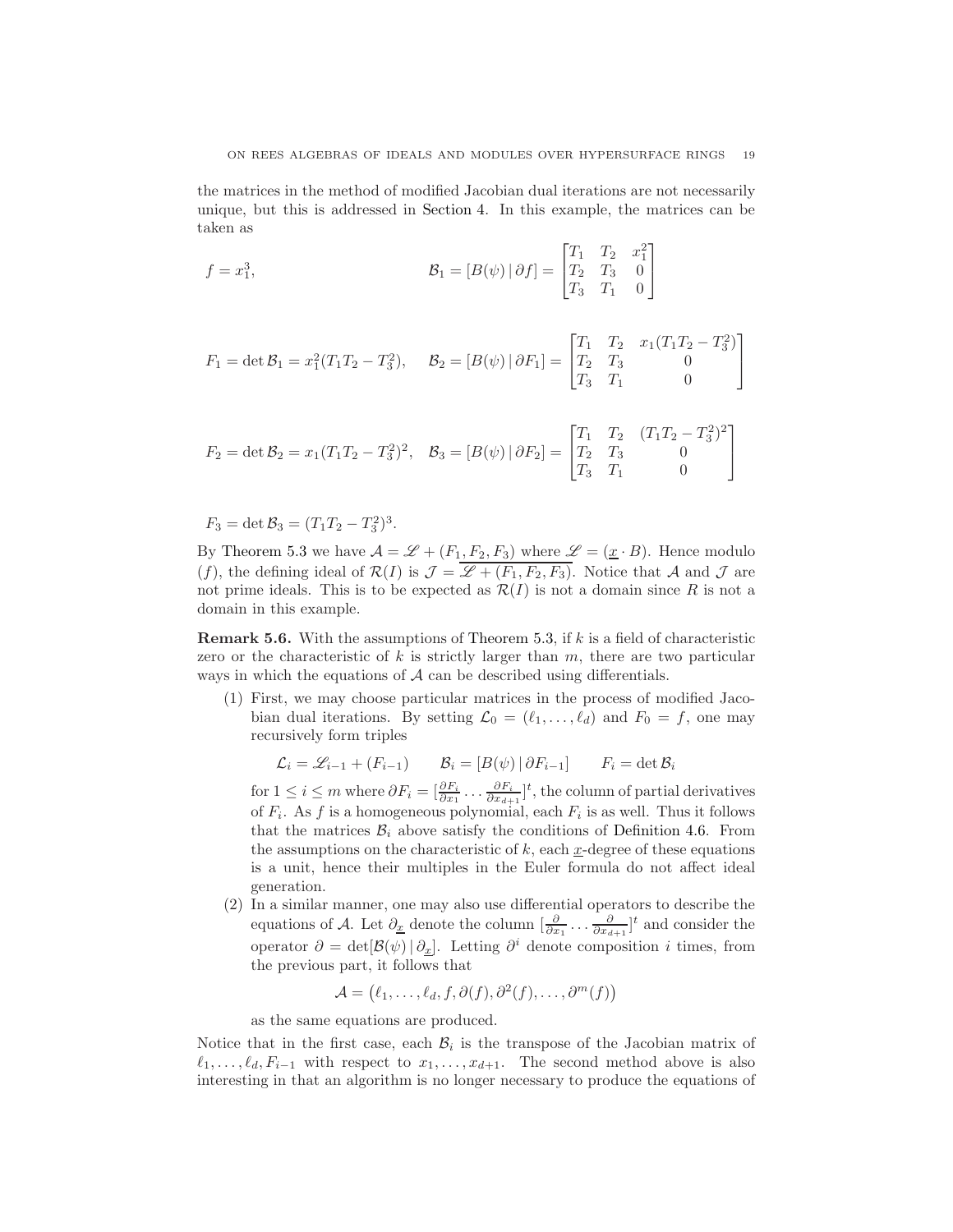the matrices in the method of modified Jacobian dual iterations are not necessarily unique, but this is addressed in Section 4. In this example, the matrices can be taken as

$$f = x_1^3, \qquad\qquad \mathcal{B}_1 = [B(\psi)\,|\,\partial f] = \begin{bmatrix} T_1 & T_2 & x_1^2 \\ T_2 & T_3 & 0 \\ T_3 & T_1 & 0 \end{bmatrix}$$

$$F_1 = \det \mathcal{B}_1 = x_1^2(T_1T_2 - T_3^2), \quad \mathcal{B}_2 = [B(\psi)\,|\,\partial F_1] = \begin{bmatrix} T_1 & T_2 & x_1(T_1T_2 - T_3^2) \\ T_2 & T_3 & 0 \\ T_3 & T_1 & 0 \end{bmatrix}$$

$$F_2 = \det \mathcal{B}_2 = x_1(T_1T_2 - T_3^2)^2, \quad \mathcal{B}_3 = [B(\psi)\,|\,\partial F_2] = \begin{bmatrix} T_1 & T_2 & (T_1T_2 - T_3^2)^2 \\ T_2 & T_3 & 0 \\ T_3 & T_1 & 0 \end{bmatrix}$$

$$F_3 = \det \mathcal{B}_3 = (T_1T_2 - T_3^2)^3.$$

By Theorem 5.3 we have $\mathcal{A} = \mathscr{L} + (F_1, F_2, F_3)$ where $\mathscr{L} = (\underline{x} \cdot B)$. Hence modulo $(f)$, the defining ideal of $\mathcal{R}(I)$ is $\mathcal{J} = \overline{\mathscr{L} + (F_1, F_2, F_3)}$. Notice that $\mathcal{A}$ and $\mathcal{J}$ are not prime ideals. This is to be expected as $\mathcal{R}(I)$ is not a domain since $R$ is not a domain in this example.

**Remark 5.6.** With the assumptions of Theorem 5.3, if $k$ is a field of characteristic zero or the characteristic of $k$ is strictly larger than $m$, there are two particular ways in which the equations of $\mathcal{A}$ can be described using differentials.

1. First, we may choose particular matrices in the process of modified Jacobian dual iterations. By setting $\mathcal{L}_0 = (\ell_1, \ldots, \ell_d)$ and $F_0 = f$, one may recursively form triples

   $$\mathcal{L}_i = \mathscr{L}_{i-1} + (F_{i-1}) \qquad \mathcal{B}_i = [B(\psi)\,|\,\partial F_{i-1}] \qquad F_i = \det \mathcal{B}_i$$

   for $1 \leq i \leq m$ where $\partial F_i = [\frac{\partial F_i}{\partial x_1} \cdots \frac{\partial F_i}{\partial x_{d+1}}]^t$, the column of partial derivatives of $F_i$. As $f$ is a homogeneous polynomial, each $F_i$ is as well. Thus it follows that the matrices $\mathcal{B}_i$ above satisfy the conditions of Definition 4.6. From the assumptions on the characteristic of $k$, each $\underline{x}$-degree of these equations is a unit, hence their multiples in the Euler formula do not affect ideal generation.

2. In a similar manner, one may also use differential operators to describe the equations of $\mathcal{A}$. Let $\partial_{\underline{x}}$ denote the column $[\frac{\partial}{\partial x_1} \cdots \frac{\partial}{\partial x_{d+1}}]^t$ and consider the operator $\partial = \det[B(\psi)\,|\,\partial_{\underline{x}}]$. Letting $\partial^i$ denote composition $i$ times, from the previous part, it follows that

   $$\mathcal{A} = \big(\ell_1, \ldots, \ell_d, f, \partial(f), \partial^2(f), \ldots, \partial^m(f)\big)$$

   as the same equations are produced.

Notice that in the first case, each $\mathcal{B}_i$ is the transpose of the Jacobian matrix of $\ell_1, \ldots, \ell_d, F_{i-1}$ with respect to $x_1, \ldots, x_{d+1}$. The second method above is also interesting in that an algorithm is no longer necessary to produce the equations of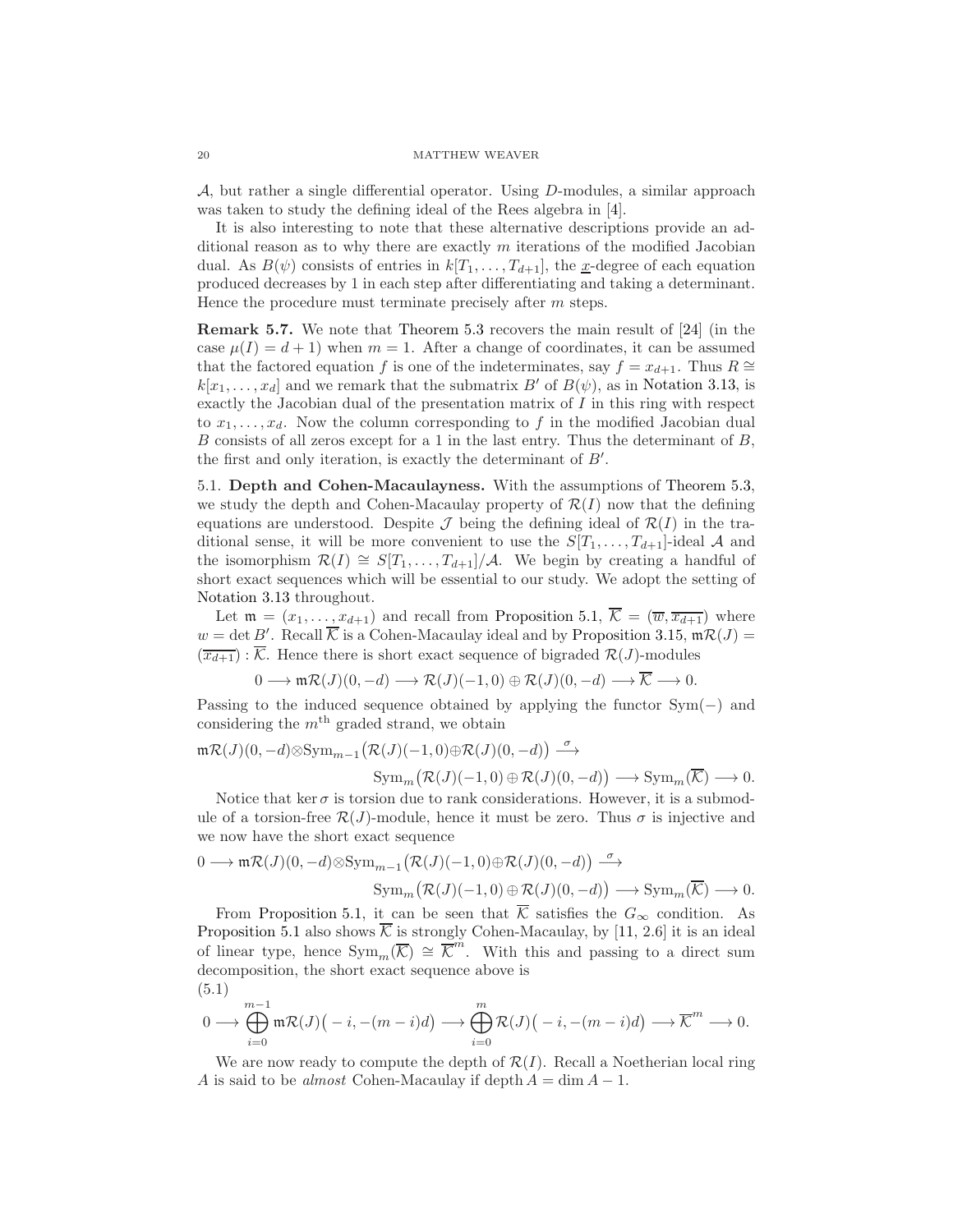$\mathcal{A}$, but rather a single differential operator. Using $D$-modules, a similar approach was taken to study the defining ideal of the Rees algebra in [4].

It is also interesting to note that these alternative descriptions provide an additional reason as to why there are exactly $m$ iterations of the modified Jacobian dual. As $B(\psi)$ consists of entries in $k[T_1,\ldots,T_{d+1}]$, the $\underline{x}$-degree of each equation produced decreases by 1 in each step after differentiating and taking a determinant. Hence the procedure must terminate precisely after $m$ steps.

**Remark 5.7.** We note that Theorem 5.3 recovers the main result of [24] (in the case $\mu(I) = d+1$) when $m = 1$. After a change of coordinates, it can be assumed that the factored equation $f$ is one of the indeterminates, say $f = x_{d+1}$. Thus $R \cong k[x_1,\ldots,x_d]$ and we remark that the submatrix $B'$ of $B(\psi)$, as in Notation 3.13, is exactly the Jacobian dual of the presentation matrix of $I$ in this ring with respect to $x_1,\ldots,x_d$. Now the column corresponding to $f$ in the modified Jacobian dual $B$ consists of all zeros except for a 1 in the last entry. Thus the determinant of $B$, the first and only iteration, is exactly the determinant of $B'$.

## 5.1. Depth and Cohen-Macaulayness.

With the assumptions of Theorem 5.3, we study the depth and Cohen-Macaulay property of $\mathcal{R}(I)$ now that the defining equations are understood. Despite $\mathcal{J}$ being the defining ideal of $\mathcal{R}(I)$ in the traditional sense, it will be more convenient to use the $S[T_1,\ldots,T_{d+1}]$-ideal $\mathcal{A}$ and the isomorphism $\mathcal{R}(I) \cong S[T_1,\ldots,T_{d+1}]/\mathcal{A}$. We begin by creating a handful of short exact sequences which will be essential to our study. We adopt the setting of Notation 3.13 throughout.

Let $\mathfrak{m} = (x_1,\ldots,x_{d+1})$ and recall from Proposition 5.1, $\overline{\mathcal{K}} = (\overline{w},\overline{x_{d+1}})$ where $w = \det B'$. Recall $\overline{\mathcal{K}}$ is a Cohen-Macaulay ideal and by Proposition 3.15, $\mathfrak{m}\mathcal{R}(J) = (\overline{x_{d+1}}) : \overline{\mathcal{K}}$. Hence there is short exact sequence of bigraded $\mathcal{R}(J)$-modules

$$0 \longrightarrow \mathfrak{m}\mathcal{R}(J)(0,-d) \longrightarrow \mathcal{R}(J)(-1,0) \oplus \mathcal{R}(J)(0,-d) \longrightarrow \overline{\mathcal{K}} \longrightarrow 0.$$

Passing to the induced sequence obtained by applying the functor $\mathrm{Sym}(-)$ and considering the $m^{\text{th}}$ graded strand, we obtain

$$\mathfrak{m}\mathcal{R}(J)(0,-d) \otimes \mathrm{Sym}_{m-1}\big(\mathcal{R}(J)(-1,0) \oplus \mathcal{R}(J)(0,-d)\big) \xrightarrow{\sigma} \mathrm{Sym}_m\big(\mathcal{R}(J)(-1,0) \oplus \mathcal{R}(J)(0,-d)\big) \longrightarrow \mathrm{Sym}_m(\overline{\mathcal{K}}) \longrightarrow 0.$$

Notice that $\ker \sigma$ is torsion due to rank considerations. However, it is a submodule of a torsion-free $\mathcal{R}(J)$-module, hence it must be zero. Thus $\sigma$ is injective and we now have the short exact sequence

$$0 \longrightarrow \mathfrak{m}\mathcal{R}(J)(0,-d) \otimes \mathrm{Sym}_{m-1}\big(\mathcal{R}(J)(-1,0) \oplus \mathcal{R}(J)(0,-d)\big) \xrightarrow{\sigma} \mathrm{Sym}_m\big(\mathcal{R}(J)(-1,0) \oplus \mathcal{R}(J)(0,-d)\big) \longrightarrow \mathrm{Sym}_m(\overline{\mathcal{K}}) \longrightarrow 0.$$

From Proposition 5.1, it can be seen that $\overline{\mathcal{K}}$ satisfies the $G_\infty$ condition. As Proposition 5.1 also shows $\overline{\mathcal{K}}$ is strongly Cohen-Macaulay, by [11, 2.6] it is an ideal of linear type, hence $\mathrm{Sym}_m(\overline{\mathcal{K}}) \cong \overline{\mathcal{K}}^m$. With this and passing to a direct sum decomposition, the short exact sequence above is

(5.1)
$$0 \longrightarrow \bigoplus_{i=0}^{m-1} \mathfrak{m}\mathcal{R}(J)\big(-i,-(m-i)d\big) \longrightarrow \bigoplus_{i=0}^{m} \mathcal{R}(J)\big(-i,-(m-i)d\big) \longrightarrow \overline{\mathcal{K}}^m \longrightarrow 0.$$

We are now ready to compute the depth of $\mathcal{R}(I)$. Recall a Noetherian local ring $A$ is said to be *almost* Cohen-Macaulay if $\operatorname{depth} A = \dim A - 1$.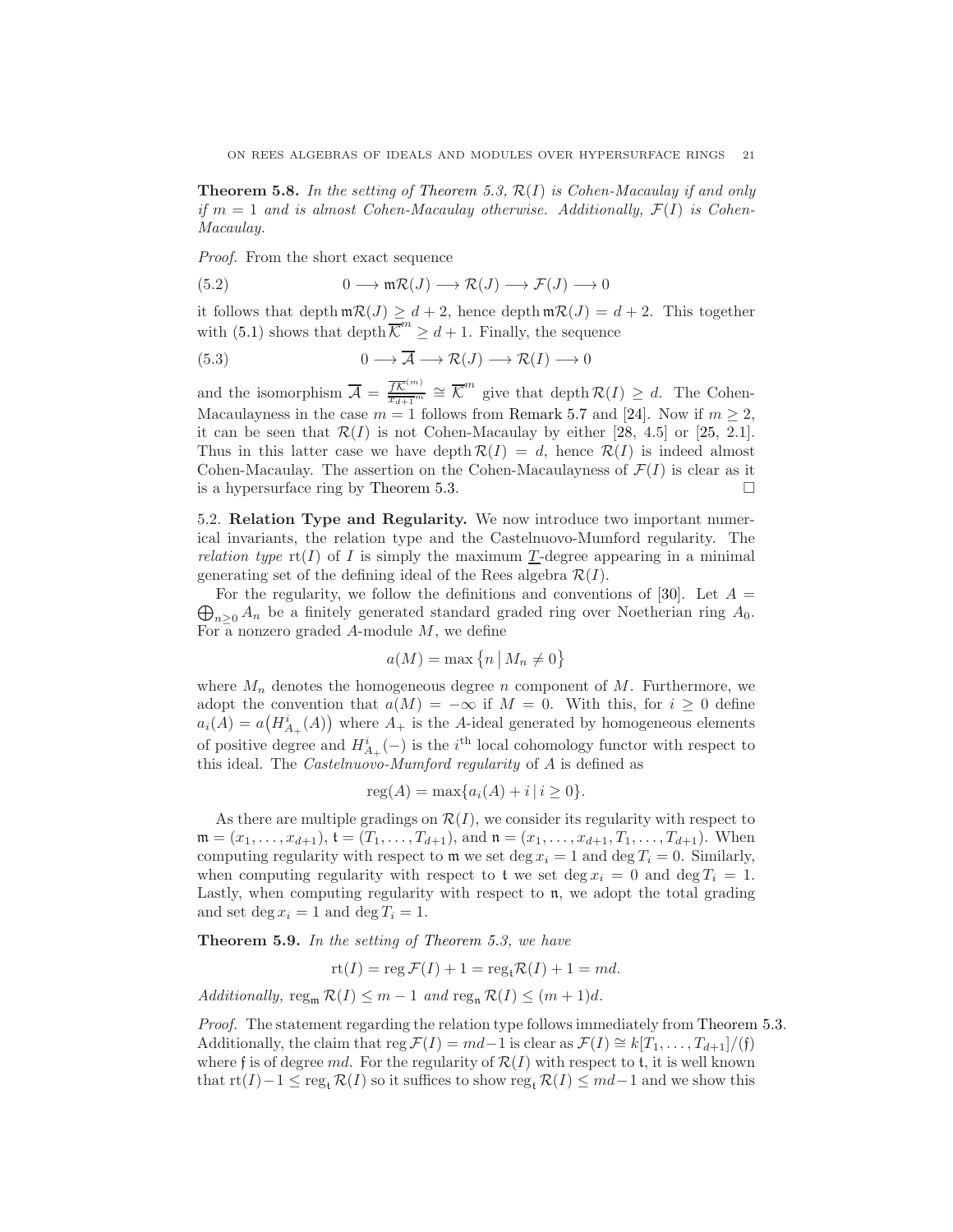**Theorem 5.8.** *In the setting of Theorem 5.3, $\mathcal{R}(I)$ is Cohen-Macaulay if and only if $m = 1$ and is almost Cohen-Macaulay otherwise. Additionally, $\mathcal{F}(I)$ is Cohen-Macaulay.*

*Proof.* From the short exact sequence

$$0 \longrightarrow \mathfrak{m}\mathcal{R}(J) \longrightarrow \mathcal{R}(J) \longrightarrow \mathcal{F}(J) \longrightarrow 0 \tag{5.2}$$

it follows that depth $\mathfrak{m}\mathcal{R}(J) \geq d+2$, hence depth $\mathfrak{m}\mathcal{R}(J) = d+2$. This together with (5.1) shows that depth $\overline{\mathcal{K}}^m \geq d+1$. Finally, the sequence

$$0 \longrightarrow \overline{\mathcal{A}} \longrightarrow \mathcal{R}(J) \longrightarrow \mathcal{R}(I) \longrightarrow 0 \tag{5.3}$$

and the isomorphism $\overline{\mathcal{A}} = \frac{\overline{f\mathcal{K}^{(m)}}}{\overline{x_{d+1}}^m} \cong \overline{\mathcal{K}}^m$ give that depth $\mathcal{R}(I) \geq d$. The Cohen-Macaulayness in the case $m=1$ follows from Remark 5.7 and [24]. Now if $m \geq 2$, it can be seen that $\mathcal{R}(I)$ is not Cohen-Macaulay by either [28, 4.5] or [25, 2.1]. Thus in this latter case we have depth $\mathcal{R}(I) = d$, hence $\mathcal{R}(I)$ is indeed almost Cohen-Macaulay. The assertion on the Cohen-Macaulayness of $\mathcal{F}(I)$ is clear as it is a hypersurface ring by Theorem 5.3. $\square$

5.2. **Relation Type and Regularity.** We now introduce two important numerical invariants, the relation type and the Castelnuovo-Mumford regularity. The *relation type* $\operatorname{rt}(I)$ of $I$ is simply the maximum $\underline{T}$-degree appearing in a minimal generating set of the defining ideal of the Rees algebra $\mathcal{R}(I)$.

For the regularity, we follow the definitions and conventions of [30]. Let $A = \bigoplus_{n\geq 0} A_n$ be a finitely generated standard graded ring over Noetherian ring $A_0$. For a nonzero graded $A$-module $M$, we define

$$a(M) = \max\{n \mid M_n \neq 0\}$$

where $M_n$ denotes the homogeneous degree $n$ component of $M$. Furthermore, we adopt the convention that $a(M) = -\infty$ if $M = 0$. With this, for $i \geq 0$ define $a_i(A) = a\big(H^i_{A_+}(A)\big)$ where $A_+$ is the $A$-ideal generated by homogeneous elements of positive degree and $H^i_{A_+}(-)$ is the $i^{\text{th}}$ local cohomology functor with respect to this ideal. The *Castelnuovo-Mumford regularity* of $A$ is defined as

$$\operatorname{reg}(A) = \max\{a_i(A) + i \mid i \geq 0\}.$$

As there are multiple gradings on $\mathcal{R}(I)$, we consider its regularity with respect to $\mathfrak{m} = (x_1, \ldots, x_{d+1})$, $\mathfrak{t} = (T_1, \ldots, T_{d+1})$, and $\mathfrak{n} = (x_1, \ldots, x_{d+1}, T_1, \ldots, T_{d+1})$. When computing regularity with respect to $\mathfrak{m}$ we set $\deg x_i = 1$ and $\deg T_i = 0$. Similarly, when computing regularity with respect to $\mathfrak{t}$ we set $\deg x_i = 0$ and $\deg T_i = 1$. Lastly, when computing regularity with respect to $\mathfrak{n}$, we adopt the total grading and set $\deg x_i = 1$ and $\deg T_i = 1$.

**Theorem 5.9.** *In the setting of Theorem 5.3, we have*

$$\operatorname{rt}(I) = \operatorname{reg}\mathcal{F}(I) + 1 = \operatorname{reg}_{\mathfrak{t}}\mathcal{R}(I) + 1 = md.$$

*Additionally,* $\operatorname{reg}_{\mathfrak{m}} \mathcal{R}(I) \leq m-1$ *and* $\operatorname{reg}_{\mathfrak{n}} \mathcal{R}(I) \leq (m+1)d$.

*Proof.* The statement regarding the relation type follows immediately from Theorem 5.3. Additionally, the claim that $\operatorname{reg}\mathcal{F}(I) = md-1$ is clear as $\mathcal{F}(I) \cong k[T_1, \ldots, T_{d+1}]/(\mathfrak{f})$ where $\mathfrak{f}$ is of degree $md$. For the regularity of $\mathcal{R}(I)$ with respect to $\mathfrak{t}$, it is well known that $\operatorname{rt}(I) - 1 \leq \operatorname{reg}_{\mathfrak{t}} \mathcal{R}(I)$ so it suffices to show $\operatorname{reg}_{\mathfrak{t}} \mathcal{R}(I) \leq md-1$ and we show this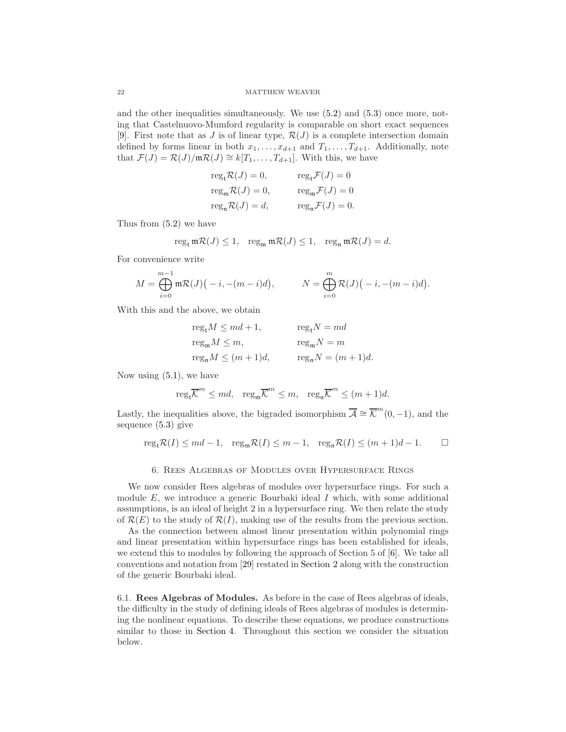and the other inequalities simultaneously. We use (5.2) and (5.3) once more, noting that Castelnuovo-Mumford regularity is comparable on short exact sequences [9]. First note that as $J$ is of linear type, $\mathcal{R}(J)$ is a complete intersection domain defined by forms linear in both $x_1,\ldots,x_{d+1}$ and $T_1,\ldots,T_{d+1}$. Additionally, note that $\mathcal{F}(J)=\mathcal{R}(J)/\mathfrak{m}\mathcal{R}(J)\cong k[T_1,\ldots,T_{d+1}]$. With this, we have

$$
\begin{aligned}
&\operatorname{reg}_{\mathfrak{t}}\mathcal{R}(J)=0, && \operatorname{reg}_{\mathfrak{t}}\mathcal{F}(J)=0\\
&\operatorname{reg}_{\mathfrak{m}}\mathcal{R}(J)=0, && \operatorname{reg}_{\mathfrak{m}}\mathcal{F}(J)=0\\
&\operatorname{reg}_{\mathfrak{n}}\mathcal{R}(J)=d, && \operatorname{reg}_{\mathfrak{n}}\mathcal{F}(J)=0.
\end{aligned}
$$

Thus from (5.2) we have

$$
\operatorname{reg}_{\mathfrak{t}}\mathfrak{m}\mathcal{R}(J)\leq 1,\quad \operatorname{reg}_{\mathfrak{m}}\mathfrak{m}\mathcal{R}(J)\leq 1,\quad \operatorname{reg}_{\mathfrak{n}}\mathfrak{m}\mathcal{R}(J)=d.
$$

For convenience write

$$
M=\bigoplus_{i=0}^{m-1}\mathfrak{m}\mathcal{R}(J)\big(-i,-(m-i)d\big),\qquad N=\bigoplus_{i=0}^{m}\mathcal{R}(J)\big(-i,-(m-i)d\big).
$$

With this and the above, we obtain

$$
\begin{aligned}
&\operatorname{reg}_{\mathfrak{t}}M\leq md+1, && \operatorname{reg}_{\mathfrak{t}}N=md\\
&\operatorname{reg}_{\mathfrak{m}}M\leq m, && \operatorname{reg}_{\mathfrak{m}}N=m\\
&\operatorname{reg}_{\mathfrak{n}}M\leq (m+1)d, && \operatorname{reg}_{\mathfrak{n}}N=(m+1)d.
\end{aligned}
$$

Now using (5.1), we have

$$
\operatorname{reg}_{\mathfrak{t}}\overline{\mathcal{K}}^m\leq md,\quad \operatorname{reg}_{\mathfrak{m}}\overline{\mathcal{K}}^m\leq m,\quad \operatorname{reg}_{\mathfrak{n}}\overline{\mathcal{K}}^m\leq (m+1)d.
$$

Lastly, the inequalities above, the bigraded isomorphism $\overline{\mathcal{A}}\cong\overline{\mathcal{K}}^m(0,-1)$, and the sequence (5.3) give

$$
\operatorname{reg}_{\mathfrak{t}}\mathcal{R}(I)\leq md-1,\quad \operatorname{reg}_{\mathfrak{m}}\mathcal{R}(I)\leq m-1,\quad \operatorname{reg}_{\mathfrak{n}}\mathcal{R}(I)\leq (m+1)d-1. \qquad \square
$$

## 6. Rees Algebras of Modules over Hypersurface Rings

We now consider Rees algebras of modules over hypersurface rings. For such a module $E$, we introduce a generic Bourbaki ideal $I$ which, with some additional assumptions, is an ideal of height 2 in a hypersurface ring. We then relate the study of $\mathcal{R}(E)$ to the study of $\mathcal{R}(I)$, making use of the results from the previous section.

As the connection between almost linear presentation within polynomial rings and linear presentation within hypersurface rings has been established for ideals, we extend this to modules by following the approach of Section 5 of [6]. We take all conventions and notation from [29] restated in Section 2 along with the construction of the generic Bourbaki ideal.

**6.1. Rees Algebras of Modules.** As before in the case of Rees algebras of ideals, the difficulty in the study of defining ideals of Rees algebras of modules is determining the nonlinear equations. To describe these equations, we produce constructions similar to those in Section 4. Throughout this section we consider the situation below.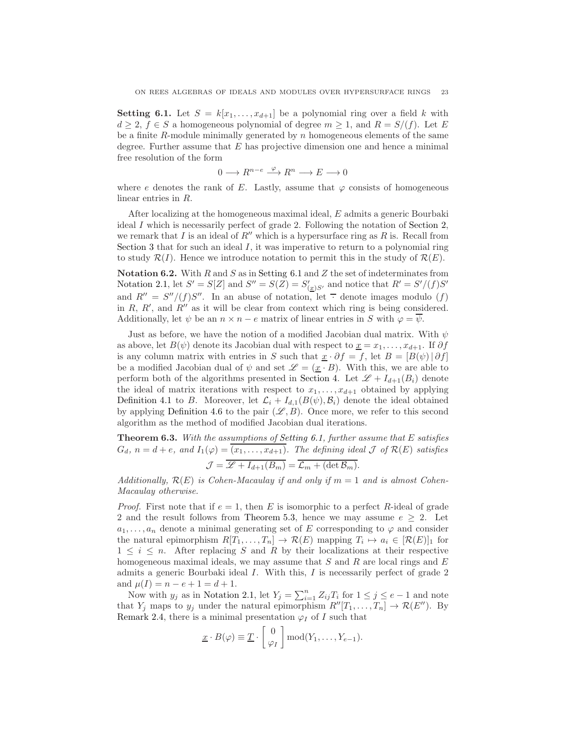**Setting 6.1.** Let $S = k[x_1, \dots, x_{d+1}]$ be a polynomial ring over a field $k$ with $d \geq 2$, $f \in S$ a homogeneous polynomial of degree $m \geq 1$, and $R = S/(f)$. Let $E$ be a finite $R$-module minimally generated by $n$ homogeneous elements of the same degree. Further assume that $E$ has projective dimension one and hence a minimal free resolution of the form

$$0 \longrightarrow R^{n-e} \xrightarrow{\varphi} R^n \longrightarrow E \longrightarrow 0$$

where $e$ denotes the rank of $E$. Lastly, assume that $\varphi$ consists of homogeneous linear entries in $R$.

After localizing at the homogeneous maximal ideal, $E$ admits a generic Bourbaki ideal $I$ which is necessarily perfect of grade 2. Following the notation of Section 2, we remark that $I$ is an ideal of $R''$ which is a hypersurface ring as $R$ is. Recall from Section 3 that for such an ideal $I$, it was imperative to return to a polynomial ring to study $\mathcal{R}(I)$. Hence we introduce notation to permit this in the study of $\mathcal{R}(E)$.

**Notation 6.2.** With $R$ and $S$ as in Setting 6.1 and $Z$ the set of indeterminates from Notation 2.1, let $S' = S[Z]$ and $S'' = S(Z) = S'_{(\underline{x})S'}$ and notice that $R' = S'/(f)S'$ and $R'' = S''/(f)S''$. In an abuse of notation, let $\overline{\cdot}$ denote images modulo $(f)$ in $R$, $R'$, and $R''$ as it will be clear from context which ring is being considered. Additionally, let $\psi$ be an $n \times n-e$ matrix of linear entries in $S$ with $\varphi = \overline{\psi}$.

Just as before, we have the notion of a modified Jacobian dual matrix. With $\psi$ as above, let $B(\psi)$ denote its Jacobian dual with respect to $\underline{x} = x_1, \dots, x_{d+1}$. If $\partial f$ is any column matrix with entries in $S$ such that $\underline{x} \cdot \partial f = f$, let $B = [B(\psi)\,|\,\partial f]$ be a modified Jacobian dual of $\psi$ and set $\mathscr{L} = (\underline{x} \cdot B)$. With this, we are able to perform both of the algorithms presented in Section 4. Let $\mathscr{L} + I_{d+1}(B_i)$ denote the ideal of matrix iterations with respect to $x_1, \dots, x_{d+1}$ obtained by applying Definition 4.1 to $B$. Moreover, let $\mathcal{L}_i + I_{d,1}(B(\psi), \mathcal{B}_i)$ denote the ideal obtained by applying Definition 4.6 to the pair $(\mathscr{L}, B)$. Once more, we refer to this second algorithm as the method of modified Jacobian dual iterations.

**Theorem 6.3.** *With the assumptions of Setting 6.1, further assume that $E$ satisfies $G_d$, $n = d+e$, and $I_1(\varphi) = \overline{(x_1, \dots, x_{d+1})}$. The defining ideal $\mathcal{J}$ of $\mathcal{R}(E)$ satisfies*

$$\mathcal{J} = \overline{\mathscr{L} + I_{d+1}(B_m)} = \overline{\mathcal{L}_m + (\det \mathcal{B}_m)}.$$

*Additionally, $\mathcal{R}(E)$ is Cohen-Macaulay if and only if $m = 1$ and is almost Cohen-Macaulay otherwise.*

*Proof.* First note that if $e = 1$, then $E$ is isomorphic to a perfect $R$-ideal of grade 2 and the result follows from Theorem 5.3, hence we may assume $e \geq 2$. Let $a_1, \dots, a_n$ denote a minimal generating set of $E$ corresponding to $\varphi$ and consider the natural epimorphism $R[T_1, \dots, T_n] \to \mathcal{R}(E)$ mapping $T_i \mapsto a_i \in [\mathcal{R}(E)]_1$ for $1 \leq i \leq n$. After replacing $S$ and $R$ by their localizations at their respective homogeneous maximal ideals, we may assume that $S$ and $R$ are local rings and $E$ admits a generic Bourbaki ideal $I$. With this, $I$ is necessarily perfect of grade 2 and $\mu(I) = n - e + 1 = d + 1$.

Now with $y_j$ as in Notation 2.1, let $Y_j = \sum_{i=1}^{n} Z_{ij} T_i$ for $1 \leq j \leq e-1$ and note that $Y_j$ maps to $y_j$ under the natural epimorphism $R''[T_1, \dots, T_n] \to \mathcal{R}(E'')$. By Remark 2.4, there is a minimal presentation $\varphi_I$ of $I$ such that

$$\underline{x} \cdot B(\varphi) \equiv \underline{T} \cdot \begin{bmatrix} 0 \\ \varphi_I \end{bmatrix} \operatorname{mod}(Y_1, \dots, Y_{e-1}).$$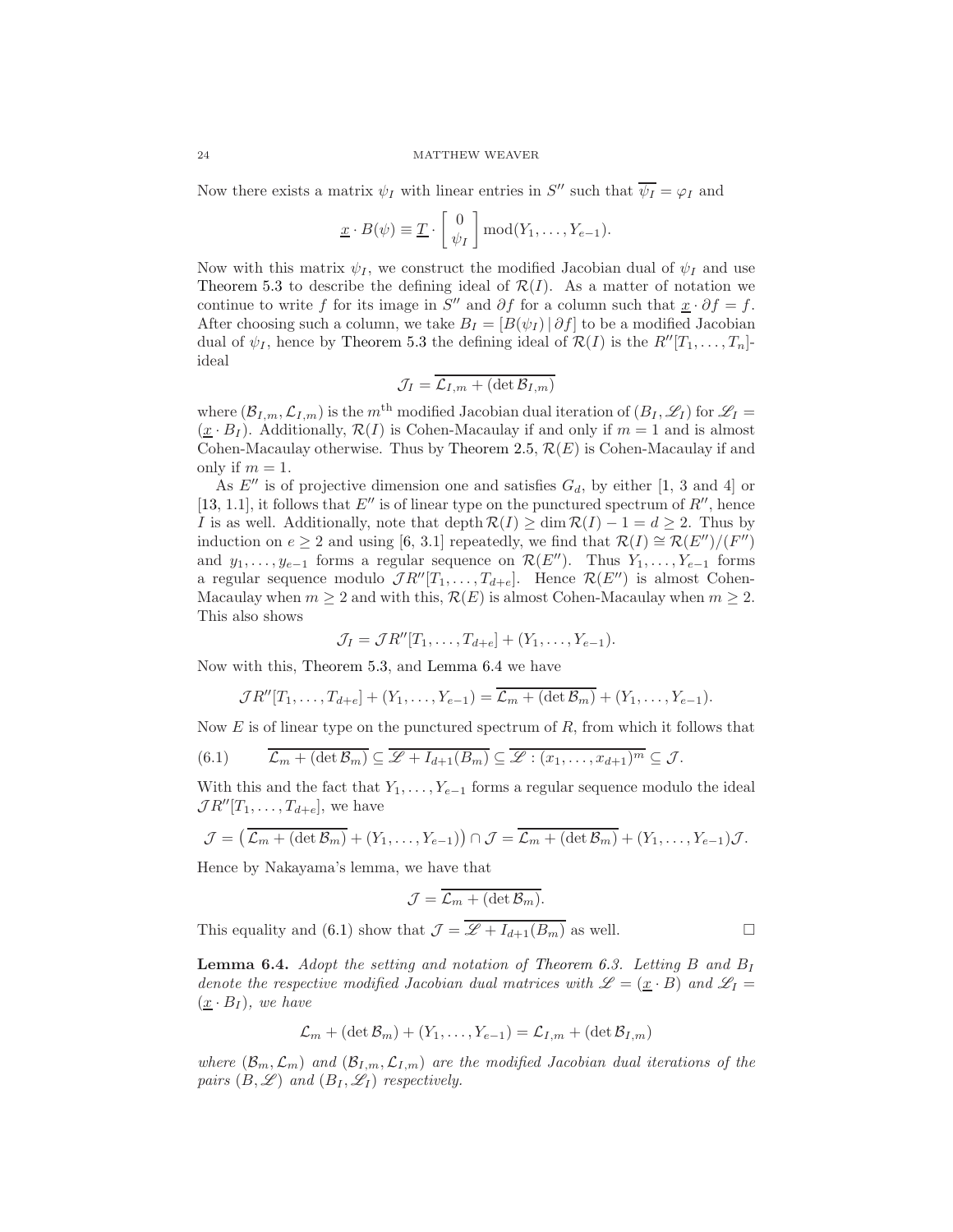Now there exists a matrix $\psi_I$ with linear entries in $S''$ such that $\overline{\psi_I} = \varphi_I$ and

$$\underline{x} \cdot B(\psi) \equiv \underline{T} \cdot \begin{bmatrix} 0 \\ \psi_I \end{bmatrix} \operatorname{mod}(Y_1, \ldots, Y_{e-1}).$$

Now with this matrix $\psi_I$, we construct the modified Jacobian dual of $\psi_I$ and use Theorem 5.3 to describe the defining ideal of $\mathcal{R}(I)$. As a matter of notation we continue to write $f$ for its image in $S''$ and $\partial f$ for a column such that $\underline{x} \cdot \partial f = f$. After choosing such a column, we take $B_I = [B(\psi_I) \,|\, \partial f]$ to be a modified Jacobian dual of $\psi_I$, hence by Theorem 5.3 the defining ideal of $\mathcal{R}(I)$ is the $R''[T_1, \ldots, T_n]$-ideal

$$\mathcal{J}_I = \overline{\mathcal{L}_{I,m} + (\det \mathcal{B}_{I,m})}$$

where $(\mathcal{B}_{I,m}, \mathcal{L}_{I,m})$ is the $m^{\text{th}}$ modified Jacobian dual iteration of $(B_I, \mathscr{L}_I)$ for $\mathscr{L}_I = (\underline{x} \cdot B_I)$. Additionally, $\mathcal{R}(I)$ is Cohen-Macaulay if and only if $m = 1$ and is almost Cohen-Macaulay otherwise. Thus by Theorem 2.5, $\mathcal{R}(E)$ is Cohen-Macaulay if and only if $m = 1$.

As $E''$ is of projective dimension one and satisfies $G_d$, by either [1, 3 and 4] or [13, 1.1], it follows that $E''$ is of linear type on the punctured spectrum of $R''$, hence $I$ is as well. Additionally, note that $\operatorname{depth} \mathcal{R}(I) \geq \dim \mathcal{R}(I) - 1 = d \geq 2$. Thus by induction on $e \geq 2$ and using [6, 3.1] repeatedly, we find that $\mathcal{R}(I) \cong \mathcal{R}(E'')/(F'')$ and $y_1, \ldots, y_{e-1}$ forms a regular sequence on $\mathcal{R}(E'')$. Thus $Y_1, \ldots, Y_{e-1}$ forms a regular sequence modulo $\mathcal{J}R''[T_1, \ldots, T_{d+e}]$. Hence $\mathcal{R}(E'')$ is almost Cohen-Macaulay when $m \geq 2$ and with this, $\mathcal{R}(E)$ is almost Cohen-Macaulay when $m \geq 2$. This also shows

$$\mathcal{J}_I = \mathcal{J}R''[T_1, \ldots, T_{d+e}] + (Y_1, \ldots, Y_{e-1}).$$

Now with this, Theorem 5.3, and Lemma 6.4 we have

$$\mathcal{J}R''[T_1, \ldots, T_{d+e}] + (Y_1, \ldots, Y_{e-1}) = \overline{\mathcal{L}_m + (\det \mathcal{B}_m)} + (Y_1, \ldots, Y_{e-1}).$$

Now $E$ is of linear type on the punctured spectrum of $R$, from which it follows that

$$\overline{\mathcal{L}_m + (\det \mathcal{B}_m)} \subseteq \overline{\mathscr{L} + I_{d+1}(B_m)} \subseteq \overline{\mathscr{L} : (x_1, \ldots, x_{d+1})^m} \subseteq \mathcal{J}. \tag{6.1}$$

With this and the fact that $Y_1, \ldots, Y_{e-1}$ forms a regular sequence modulo the ideal $\mathcal{J}R''[T_1, \ldots, T_{d+e}]$, we have

$$\mathcal{J} = \left(\overline{\mathcal{L}_m + (\det \mathcal{B}_m)} + (Y_1, \ldots, Y_{e-1})\right) \cap \mathcal{J} = \overline{\mathcal{L}_m + (\det \mathcal{B}_m)} + (Y_1, \ldots, Y_{e-1})\mathcal{J}.$$

Hence by Nakayama's lemma, we have that

$$\mathcal{J} = \overline{\mathcal{L}_m + (\det \mathcal{B}_m)}.$$

This equality and (6.1) show that $\mathcal{J} = \overline{\mathscr{L} + I_{d+1}(B_m)}$ as well. $\square$

**Lemma 6.4.** *Adopt the setting and notation of Theorem 6.3. Letting $B$ and $B_I$ denote the respective modified Jacobian dual matrices with $\mathscr{L} = (\underline{x} \cdot B)$ and $\mathscr{L}_I = (\underline{x} \cdot B_I)$, we have*

$$\mathcal{L}_m + (\det \mathcal{B}_m) + (Y_1, \ldots, Y_{e-1}) = \mathcal{L}_{I,m} + (\det \mathcal{B}_{I,m})$$

*where $(\mathcal{B}_m, \mathcal{L}_m)$ and $(\mathcal{B}_{I,m}, \mathcal{L}_{I,m})$ are the modified Jacobian dual iterations of the pairs $(B, \mathscr{L})$ and $(B_I, \mathscr{L}_I)$ respectively.*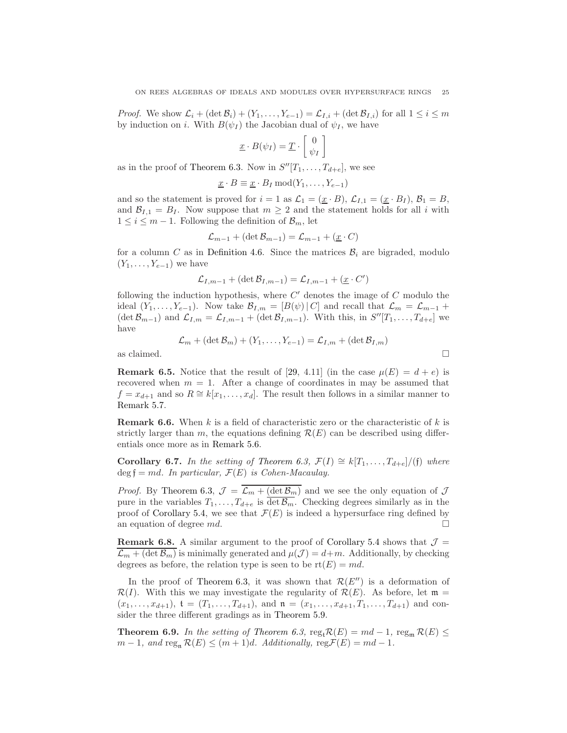*Proof.* We show $\mathcal{L}_i + (\det \mathcal{B}_i) + (Y_1, \ldots, Y_{e-1}) = \mathcal{L}_{I,i} + (\det \mathcal{B}_{I,i})$ for all $1 \leq i \leq m$ by induction on $i$. With $B(\psi_I)$ the Jacobian dual of $\psi_I$, we have

$$\underline{x} \cdot B(\psi_I) = \underline{T} \cdot \begin{bmatrix} 0 \\ \psi_I \end{bmatrix}$$

as in the proof of Theorem 6.3. Now in $S''[T_1, \ldots, T_{d+e}]$, we see

$$\underline{x} \cdot B \equiv \underline{x} \cdot B_I \operatorname{mod}(Y_1, \ldots, Y_{e-1})$$

and so the statement is proved for $i = 1$ as $\mathcal{L}_1 = (\underline{x} \cdot B)$, $\mathcal{L}_{I,1} = (\underline{x} \cdot B_I)$, $\mathcal{B}_1 = B$, and $\mathcal{B}_{I,1} = B_I$. Now suppose that $m \geq 2$ and the statement holds for all $i$ with $1 \leq i \leq m-1$. Following the definition of $\mathcal{B}_m$, let

$$\mathcal{L}_{m-1} + (\det \mathcal{B}_{m-1}) = \mathcal{L}_{m-1} + (\underline{x} \cdot C)$$

for a column $C$ as in Definition 4.6. Since the matrices $\mathcal{B}_i$ are bigraded, modulo $(Y_1, \ldots, Y_{e-1})$ we have

$$\mathcal{L}_{I,m-1} + (\det \mathcal{B}_{I,m-1}) = \mathcal{L}_{I,m-1} + (\underline{x} \cdot C')$$

following the induction hypothesis, where $C'$ denotes the image of $C$ modulo the ideal $(Y_1, \ldots, Y_{e-1})$. Now take $\mathcal{B}_{I,m} = [B(\psi) \,|\, C]$ and recall that $\mathcal{L}_m = \mathcal{L}_{m-1} + (\det \mathcal{B}_{m-1})$ and $\mathcal{L}_{I,m} = \mathcal{L}_{I,m-1} + (\det \mathcal{B}_{I,m-1})$. With this, in $S''[T_1, \ldots, T_{d+e}]$ we have

$$\mathcal{L}_m + (\det \mathcal{B}_m) + (Y_1, \ldots, Y_{e-1}) = \mathcal{L}_{I,m} + (\det \mathcal{B}_{I,m})$$

as claimed. $\square$

**Remark 6.5.** Notice that the result of [29, 4.11] (in the case $\mu(E) = d + e$) is recovered when $m = 1$. After a change of coordinates in may be assumed that $f = x_{d+1}$ and so $R \cong k[x_1, \ldots, x_d]$. The result then follows in a similar manner to Remark 5.7.

**Remark 6.6.** When $k$ is a field of characteristic zero or the characteristic of $k$ is strictly larger than $m$, the equations defining $\mathcal{R}(E)$ can be described using differentials once more as in Remark 5.6.

**Corollary 6.7.** *In the setting of Theorem 6.3, $\mathcal{F}(I) \cong k[T_1, \ldots, T_{d+e}]/(\mathfrak{f})$ where $\deg \mathfrak{f} = md$. In particular, $\mathcal{F}(E)$ is Cohen-Macaulay.*

*Proof.* By Theorem 6.3, $\mathcal{J} = \overline{\mathcal{L}_m + (\det \mathcal{B}_m)}$ and we see the only equation of $\mathcal{J}$ pure in the variables $T_1, \ldots, T_{d+e}$ is $\overline{\det \mathcal{B}_m}$. Checking degrees similarly as in the proof of Corollary 5.4, we see that $\mathcal{F}(E)$ is indeed a hypersurface ring defined by an equation of degree $md$. $\square$

**Remark 6.8.** A similar argument to the proof of Corollary 5.4 shows that $\mathcal{J} = \overline{\mathcal{L}_m + (\det \mathcal{B}_m)}$ is minimally generated and $\mu(\mathcal{J}) = d+m$. Additionally, by checking degrees as before, the relation type is seen to be $\operatorname{rt}(E) = md$.

In the proof of Theorem 6.3, it was shown that $\mathcal{R}(E'')$ is a deformation of $\mathcal{R}(I)$. With this we may investigate the regularity of $\mathcal{R}(E)$. As before, let $\mathfrak{m} = (x_1, \ldots, x_{d+1})$, $\mathfrak{t} = (T_1, \ldots, T_{d+1})$, and $\mathfrak{n} = (x_1, \ldots, x_{d+1}, T_1, \ldots, T_{d+1})$ and consider the three different gradings as in Theorem 5.9.

**Theorem 6.9.** *In the setting of Theorem 6.3, $\operatorname{reg}_{\mathfrak{t}} \mathcal{R}(E) = md - 1$, $\operatorname{reg}_{\mathfrak{m}} \mathcal{R}(E) \leq m - 1$, and $\operatorname{reg}_{\mathfrak{n}} \mathcal{R}(E) \leq (m+1)d$. Additionally, $\operatorname{reg} \mathcal{F}(E) = md - 1$.*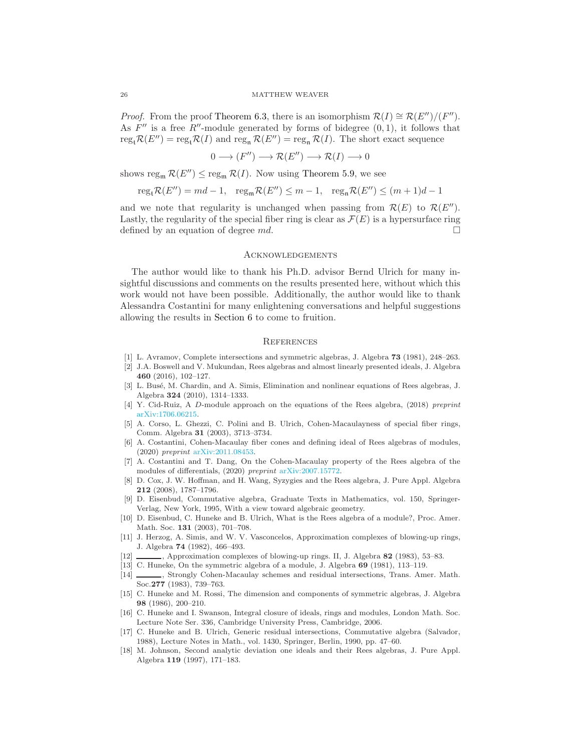*Proof.* From the proof Theorem 6.3, there is an isomorphism $\mathcal{R}(I) \cong \mathcal{R}(E'')/(F'')$. As $F''$ is a free $R''$-module generated by forms of bidegree $(0,1)$, it follows that $\text{reg}_{\mathfrak{t}}\mathcal{R}(E'') = \text{reg}_{\mathfrak{t}}\mathcal{R}(I)$ and $\text{reg}_{\mathfrak{n}}\,\mathcal{R}(E'') = \text{reg}_{\mathfrak{n}}\,\mathcal{R}(I)$. The short exact sequence

$$0 \longrightarrow (F'') \longrightarrow \mathcal{R}(E'') \longrightarrow \mathcal{R}(I) \longrightarrow 0$$

shows $\text{reg}_{\mathfrak{m}}\,\mathcal{R}(E'') \leq \text{reg}_{\mathfrak{m}}\,\mathcal{R}(I)$. Now using Theorem 5.9, we see

$$\text{reg}_{\mathfrak{t}}\mathcal{R}(E'') = md - 1, \quad \text{reg}_{\mathfrak{m}}\mathcal{R}(E'') \leq m - 1, \quad \text{reg}_{\mathfrak{n}}\mathcal{R}(E'') \leq (m+1)d - 1$$

and we note that regularity is unchanged when passing from $\mathcal{R}(E)$ to $\mathcal{R}(E'')$. Lastly, the regularity of the special fiber ring is clear as $\mathcal{F}(E)$ is a hypersurface ring defined by an equation of degree $md$. □

## Acknowledgements

The author would like to thank his Ph.D. advisor Bernd Ulrich for many insightful discussions and comments on the results presented here, without which this work would not have been possible. Additionally, the author would like to thank Alessandra Costantini for many enlightening conversations and helpful suggestions allowing the results in Section 6 to come to fruition.

## References

[1] L. Avramov, Complete intersections and symmetric algebras, J. Algebra **73** (1981), 248–263.

[2] J.A. Boswell and V. Mukundan, Rees algebras and almost linearly presented ideals, J. Algebra **460** (2016), 102–127.

[3] L. Busé, M. Chardin, and A. Simis, Elimination and nonlinear equations of Rees algebras, J. Algebra **324** (2010), 1314–1333.

[4] Y. Cid-Ruiz, A $D$-module approach on the equations of the Rees algebra, (2018) *preprint* arXiv:1706.06215.

[5] A. Corso, L. Ghezzi, C. Polini and B. Ulrich, Cohen-Macaulayness of special fiber rings, Comm. Algebra **31** (2003), 3713–3734.

[6] A. Costantini, Cohen-Macaulay fiber cones and defining ideal of Rees algebras of modules, (2020) *preprint* arXiv:2011.08453.

[7] A. Costantini and T. Dang, On the Cohen-Macaulay property of the Rees algebra of the modules of differentials, (2020) *preprint* arXiv:2007.15772.

[8] D. Cox, J. W. Hoffman, and H. Wang, Syzygies and the Rees algebra, J. Pure Appl. Algebra **212** (2008), 1787–1796.

[9] D. Eisenbud, Commutative algebra, Graduate Texts in Mathematics, vol. 150, Springer-Verlag, New York, 1995, With a view toward algebraic geometry.

[10] D. Eisenbud, C. Huneke and B. Ulrich, What is the Rees algebra of a module?, Proc. Amer. Math. Soc. **131** (2003), 701–708.

[11] J. Herzog, A. Simis, and W. V. Vasconcelos, Approximation complexes of blowing-up rings, J. Algebra **74** (1982), 466–493.

[12] ———, Approximation complexes of blowing-up rings. II, J. Algebra **82** (1983), 53–83.

[13] C. Huneke, On the symmetric algebra of a module, J. Algebra **69** (1981), 113–119.

[14] ———, Strongly Cohen-Macaulay schemes and residual intersections, Trans. Amer. Math. Soc.**277** (1983), 739–763.

[15] C. Huneke and M. Rossi, The dimension and components of symmetric algebras, J. Algebra **98** (1986), 200–210.

[16] C. Huneke and I. Swanson, Integral closure of ideals, rings and modules, London Math. Soc. Lecture Note Ser. 336, Cambridge University Press, Cambridge, 2006.

[17] C. Huneke and B. Ulrich, Generic residual intersections, Commutative algebra (Salvador, 1988), Lecture Notes in Math., vol. 1430, Springer, Berlin, 1990, pp. 47–60.

[18] M. Johnson, Second analytic deviation one ideals and their Rees algebras, J. Pure Appl. Algebra **119** (1997), 171–183.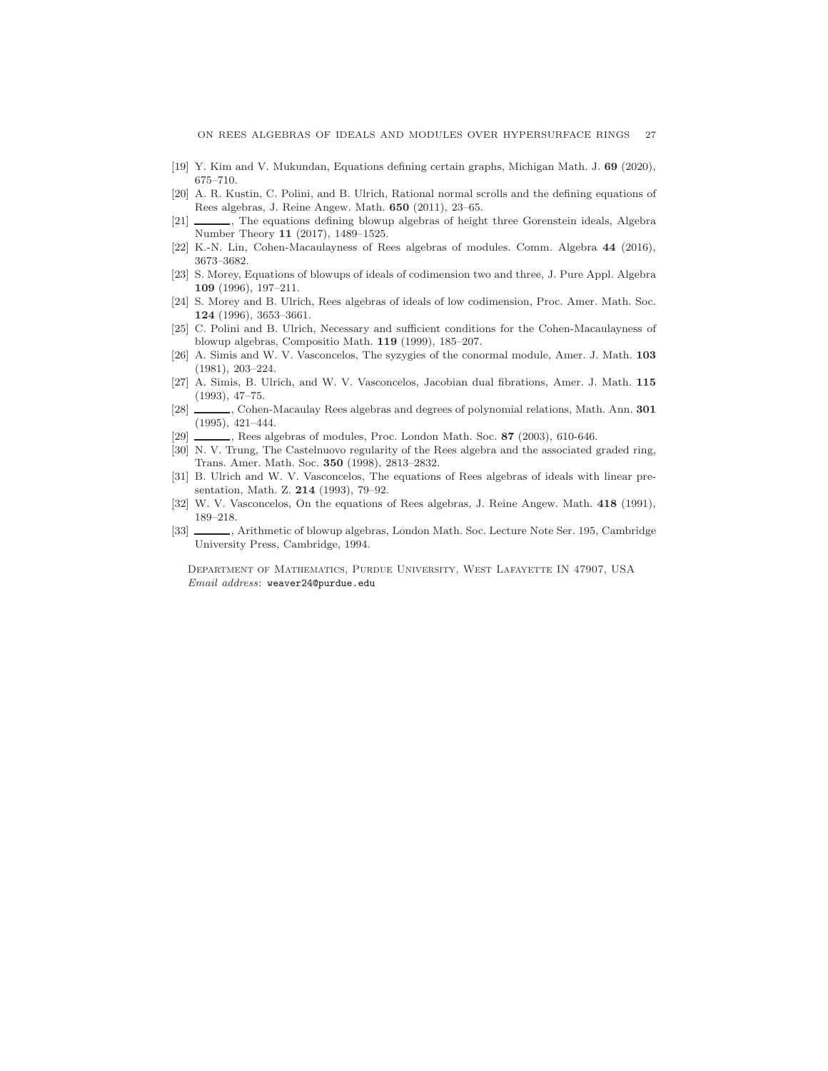[19] Y. Kim and V. Mukundan, Equations defining certain graphs, Michigan Math. J. **69** (2020), 675–710.

[20] A. R. Kustin, C. Polini, and B. Ulrich, Rational normal scrolls and the defining equations of Rees algebras, J. Reine Angew. Math. **650** (2011), 23–65.

[21] ______, The equations defining blowup algebras of height three Gorenstein ideals, Algebra Number Theory **11** (2017), 1489–1525.

[22] K.-N. Lin, Cohen-Macaulayness of Rees algebras of modules. Comm. Algebra **44** (2016), 3673–3682.

[23] S. Morey, Equations of blowups of ideals of codimension two and three, J. Pure Appl. Algebra **109** (1996), 197–211.

[24] S. Morey and B. Ulrich, Rees algebras of ideals of low codimension, Proc. Amer. Math. Soc. **124** (1996), 3653–3661.

[25] C. Polini and B. Ulrich, Necessary and sufficient conditions for the Cohen-Macaulayness of blowup algebras, Compositio Math. **119** (1999), 185–207.

[26] A. Simis and W. V. Vasconcelos, The syzygies of the conormal module, Amer. J. Math. **103** (1981), 203–224.

[27] A. Simis, B. Ulrich, and W. V. Vasconcelos, Jacobian dual fibrations, Amer. J. Math. **115** (1993), 47–75.

[28] ______, Cohen-Macaulay Rees algebras and degrees of polynomial relations, Math. Ann. **301** (1995), 421–444.

[29] ______, Rees algebras of modules, Proc. London Math. Soc. **87** (2003), 610-646.

[30] N. V. Trung, The Castelnuovo regularity of the Rees algebra and the associated graded ring, Trans. Amer. Math. Soc. **350** (1998), 2813–2832.

[31] B. Ulrich and W. V. Vasconcelos, The equations of Rees algebras of ideals with linear presentation, Math. Z. **214** (1993), 79–92.

[32] W. V. Vasconcelos, On the equations of Rees algebras, J. Reine Angew. Math. **418** (1991), 189–218.

[33] ______, Arithmetic of blowup algebras, London Math. Soc. Lecture Note Ser. 195, Cambridge University Press, Cambridge, 1994.

Department of Mathematics, Purdue University, West Lafayette IN 47907, USA
*Email address*: weaver24@purdue.edu